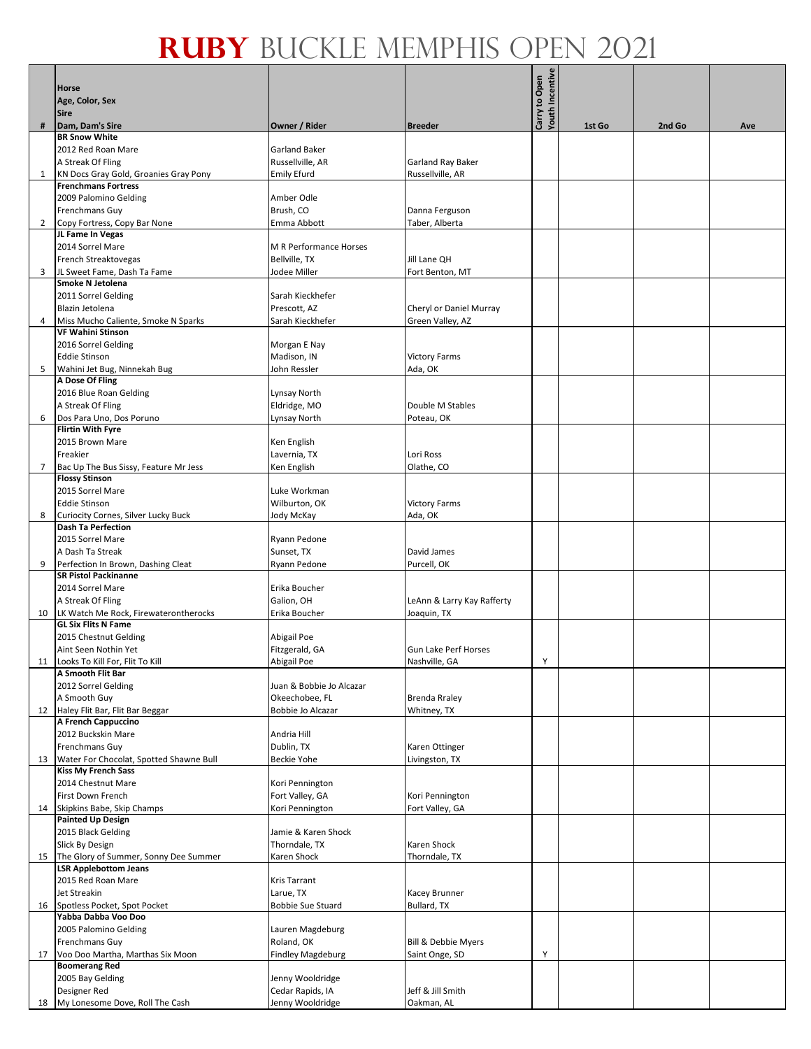# RUBY BUCKLE MEMPHIS OPEN 2021

| # | Horse<br>Age, Color, Sex<br>Sire<br>Dam, Dam's Sire | Owner / Rider | Breeder | Carry to Open Youth Incentive | 1st Go | 2nd Go | Ave |
|---|---|---|---|---|---|---|---|
| 1 | **BR Snow White**<br>2012 Red Roan Mare<br>A Streak Of Fling<br>KN Docs Gray Gold, Groanies Gray Pony | Garland Baker<br>Russellville, AR<br>Emily Efurd | Garland Ray Baker<br>Russellville, AR | | | | |
| 2 | **Frenchmans Fortress**<br>2009 Palomino Gelding<br>Frenchmans Guy<br>Copy Fortress, Copy Bar None | Amber Odle<br>Brush, CO<br>Emma Abbott | Danna Ferguson<br>Taber, Alberta | | | | |
| 3 | **JL Fame In Vegas**<br>2014 Sorrel Mare<br>French Streaktovegas<br>JL Sweet Fame, Dash Ta Fame | M R Performance Horses<br>Bellville, TX<br>Jodee Miller | Jill Lane QH<br>Fort Benton, MT | | | | |
| 4 | **Smoke N Jetolena**<br>2011 Sorrel Gelding<br>Blazin Jetolena<br>Miss Mucho Caliente, Smoke N Sparks | Sarah Kieckhefer<br>Prescott, AZ<br>Sarah Kieckhefer | Cheryl or Daniel Murray<br>Green Valley, AZ | | | | |
| 5 | **VF Wahini Stinson**<br>2016 Sorrel Gelding<br>Eddie Stinson<br>Wahini Jet Bug, Ninnekah Bug | Morgan E Nay<br>Madison, IN<br>John Ressler | Victory Farms<br>Ada, OK | | | | |
| 6 | **A Dose Of Fling**<br>2016 Blue Roan Gelding<br>A Streak Of Fling<br>Dos Para Uno, Dos Poruno | Lynsay North<br>Eldridge, MO<br>Lynsay North | Double M Stables<br>Poteau, OK | | | | |
| 7 | **Flirtin With Fyre**<br>2015 Brown Mare<br>Freakier<br>Bac Up The Bus Sissy, Feature Mr Jess | Ken English<br>Lavernia, TX<br>Ken English | Lori Ross<br>Olathe, CO | | | | |
| 8 | **Flossy Stinson**<br>2015 Sorrel Mare<br>Eddie Stinson<br>Curiocity Cornes, Silver Lucky Buck | Luke Workman<br>Wilburton, OK<br>Jody McKay | Victory Farms<br>Ada, OK | | | | |
| 9 | **Dash Ta Perfection**<br>2015 Sorrel Mare<br>A Dash Ta Streak<br>Perfection In Brown, Dashing Cleat | Ryann Pedone<br>Sunset, TX<br>Ryann Pedone | David James<br>Purcell, OK | | | | |
| 10 | **SR Pistol Packinanne**<br>2014 Sorrel Mare<br>A Streak Of Fling<br>LK Watch Me Rock, Firewaterontherocks | Erika Boucher<br>Galion, OH<br>Erika Boucher | LeAnn & Larry Kay Rafferty<br>Joaquin, TX | | | | |
| 11 | **GL Six Flits N Fame**<br>2015 Chestnut Gelding<br>Aint Seen Nothin Yet<br>Looks To Kill For, Flit To Kill | Abigail Poe<br>Fitzgerald, GA<br>Abigail Poe | Gun Lake Perf Horses<br>Nashville, GA | Y | | | |
| 12 | **A Smooth Flit Bar**<br>2012 Sorrel Gelding<br>A Smooth Guy<br>Haley Flit Bar, Flit Bar Beggar | Juan & Bobbie Jo Alcazar<br>Okeechobee, FL<br>Bobbie Jo Alcazar | Brenda Rraley<br>Whitney, TX | | | | |
| 13 | **A French Cappuccino**<br>2012 Buckskin Mare<br>Frenchmans Guy<br>Water For Chocolat, Spotted Shawne Bull | Andria Hill<br>Dublin, TX<br>Beckie Yohe | Karen Ottinger<br>Livingston, TX | | | | |
| 14 | **Kiss My French Sass**<br>2014 Chestnut Mare<br>First Down French<br>Skipkins Babe, Skip Champs | Kori Pennington<br>Fort Valley, GA<br>Kori Pennington | Kori Pennington<br>Fort Valley, GA | | | | |
| 15 | **Painted Up Design**<br>2015 Black Gelding<br>Slick By Design<br>The Glory of Summer, Sonny Dee Summer | Jamie & Karen Shock<br>Thorndale, TX<br>Karen Shock | Karen Shock<br>Thorndale, TX | | | | |
| 16 | **LSR Applebottom Jeans**<br>2015 Red Roan Mare<br>Jet Streakin<br>Spotless Pocket, Spot Pocket | Kris Tarrant<br>Larue, TX<br>Bobbie Sue Stuard | Kacey Brunner<br>Bullard, TX | | | | |
| 17 | **Yabba Dabba Voo Doo**<br>2005 Palomino Gelding<br>Frenchmans Guy<br>Voo Doo Martha, Marthas Six Moon | Lauren Magdeburg<br>Roland, OK<br>Findley Magdeburg | Bill & Debbie Myers<br>Saint Onge, SD | Y | | | |
| 18 | **Boomerang Red**<br>2005 Bay Gelding<br>Designer Red<br>My Lonesome Dove, Roll The Cash | Jenny Wooldridge<br>Cedar Rapids, IA<br>Jenny Wooldridge | Jeff & Jill Smith<br>Oakman, AL | | | | |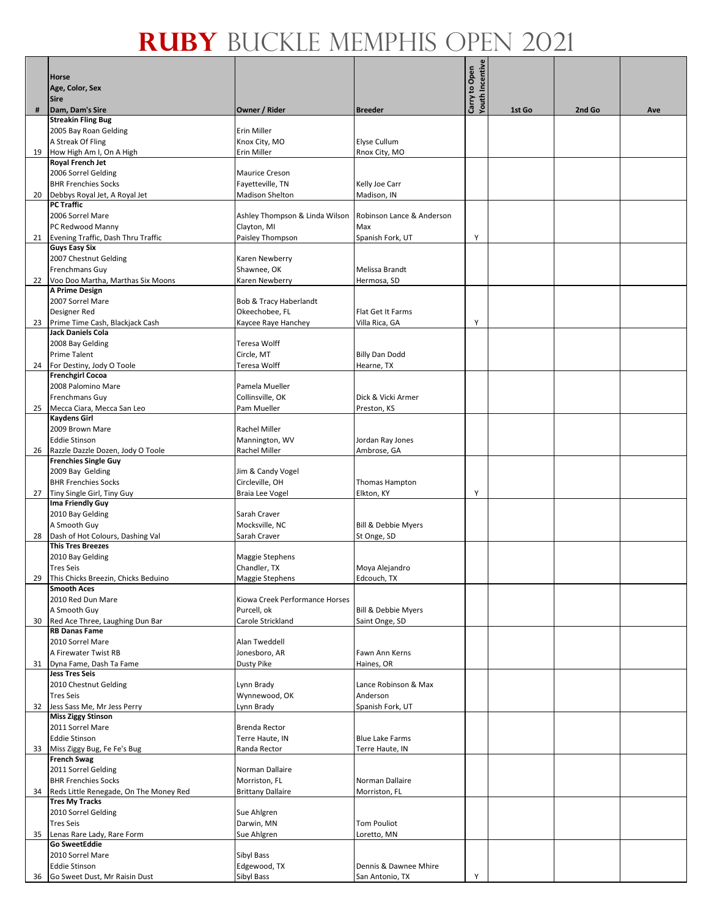# RUBY BUCKLE MEMPHIS OPEN 2021

| # | Horse<br>Age, Color, Sex<br>Sire<br>Dam, Dam's Sire | Owner / Rider | Breeder | Carry to Open Youth Incentive | 1st Go | 2nd Go | Ave |
|---|---|---|---|---|---|---|---|
| 19 | **Streakin Fling Bug**<br>2005 Bay Roan Gelding<br>A Streak Of Fling<br>How High Am I, On A High | Erin Miller<br>Knox City, MO<br>Erin Miller | Elyse Cullum<br>Rnox City, MO | | | | |
| 20 | **Royal French Jet**<br>2006 Sorrel Gelding<br>BHR Frenchies Socks<br>Debbys Royal Jet, A Royal Jet | Maurice Creson<br>Fayetteville, TN<br>Madison Shelton | Kelly Joe Carr<br>Madison, IN | | | | |
| 21 | **PC Traffic**<br>2006 Sorrel Mare<br>PC Redwood Manny<br>Evening Traffic, Dash Thru Traffic | Ashley Thompson & Linda Wilson<br>Clayton, MI<br>Paisley Thompson | Robinson Lance & Anderson Max<br>Spanish Fork, UT | Y | | | |
| 22 | **Guys Easy Six**<br>2007 Chestnut Gelding<br>Frenchmans Guy<br>Voo Doo Martha, Marthas Six Moons | Karen Newberry<br>Shawnee, OK<br>Karen Newberry | Melissa Brandt<br>Hermosa, SD | | | | |
| 23 | **A Prime Design**<br>2007 Sorrel Mare<br>Designer Red<br>Prime Time Cash, Blackjack Cash | Bob & Tracy Haberlandt<br>Okeechobee, FL<br>Kaycee Raye Hanchey | Flat Get It Farms<br>Villa Rica, GA | Y | | | |
| 24 | **Jack Daniels Cola**<br>2008 Bay Gelding<br>Prime Talent<br>For Destiny, Jody O Toole | Teresa Wolff<br>Circle, MT<br>Teresa Wolff | Billy Dan Dodd<br>Hearne, TX | | | | |
| 25 | **Frenchgirl Cocoa**<br>2008 Palomino Mare<br>Frenchmans Guy<br>Mecca Ciara, Mecca San Leo | Pamela Mueller<br>Collinsville, OK<br>Pam Mueller | Dick & Vicki Armer<br>Preston, KS | | | | |
| 26 | **Kaydens Girl**<br>2009 Brown Mare<br>Eddie Stinson<br>Razzle Dazzle Dozen, Jody O Toole | Rachel Miller<br>Mannington, WV<br>Rachel Miller | Jordan Ray Jones<br>Ambrose, GA | | | | |
| 27 | **Frenchies Single Guy**<br>2009 Bay Gelding<br>BHR Frenchies Socks<br>Tiny Single Girl, Tiny Guy | Jim & Candy Vogel<br>Circleville, OH<br>Braia Lee Vogel | Thomas Hampton<br>Elkton, KY | Y | | | |
| 28 | **Ima Friendly Guy**<br>2010 Bay Gelding<br>A Smooth Guy<br>Dash of Hot Colours, Dashing Val | Sarah Craver<br>Mocksville, NC<br>Sarah Craver | Bill & Debbie Myers<br>St Onge, SD | | | | |
| 29 | **This Tres Breezes**<br>2010 Bay Gelding<br>Tres Seis<br>This Chicks Breezin, Chicks Beduino | Maggie Stephens<br>Chandler, TX<br>Maggie Stephens | Moya Alejandro<br>Edcouch, TX | | | | |
| 30 | **Smooth Aces**<br>2010 Red Dun Mare<br>A Smooth Guy<br>Red Ace Three, Laughing Dun Bar | Kiowa Creek Performance Horses<br>Purcell, ok<br>Carole Strickland | Bill & Debbie Myers<br>Saint Onge, SD | | | | |
| 31 | **RB Danas Fame**<br>2010 Sorrel Mare<br>A Firewater Twist RB<br>Dyna Fame, Dash Ta Fame | Alan Tweddell<br>Jonesboro, AR<br>Dusty Pike | Fawn Ann Kerns<br>Haines, OR | | | | |
| 32 | **Jess Tres Seis**<br>2010 Chestnut Gelding<br>Tres Seis<br>Jess Sass Me, Mr Jess Perry | Lynn Brady<br>Wynnewood, OK<br>Lynn Brady | Lance Robinson & Max Anderson<br>Spanish Fork, UT | | | | |
| 33 | **Miss Ziggy Stinson**<br>2011 Sorrel Mare<br>Eddie Stinson<br>Miss Ziggy Bug, Fe Fe's Bug | Brenda Rector<br>Terre Haute, IN<br>Randa Rector | Blue Lake Farms<br>Terre Haute, IN | | | | |
| 34 | **French Swag**<br>2011 Sorrel Gelding<br>BHR Frenchies Socks<br>Reds Little Renegade, On The Money Red | Norman Dallaire<br>Morriston, FL<br>Brittany Dallaire | Norman Dallaire<br>Morriston, FL | | | | |
| 35 | **Tres My Tracks**<br>2010 Sorrel Gelding<br>Tres Seis<br>Lenas Rare Lady, Rare Form | Sue Ahlgren<br>Darwin, MN<br>Sue Ahlgren | Tom Pouliot<br>Loretto, MN | | | | |
| 36 | **Go SweetEddie**<br>2010 Sorrel Mare<br>Eddie Stinson<br>Go Sweet Dust, Mr Raisin Dust | Sibyl Bass<br>Edgewood, TX<br>Sibyl Bass | Dennis & Dawnee Mhire<br>San Antonio, TX | Y | | | |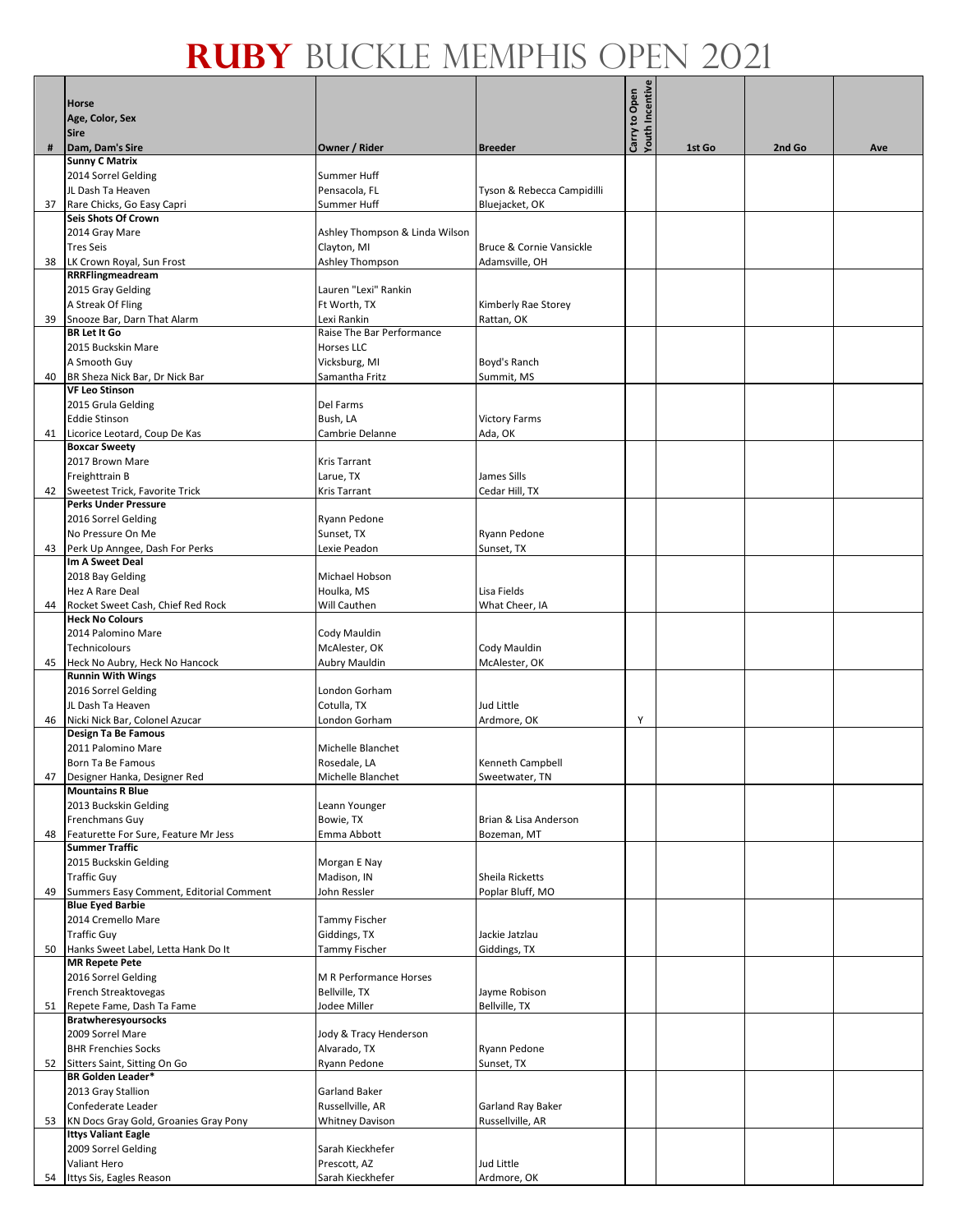# RUBY BUCKLE MEMPHIS OPEN 2021

| # | Horse / Age, Color, Sex / Sire / Dam, Dam's Sire | Owner / Rider | Breeder | Carry to Open Youth Incentive | 1st Go | 2nd Go | Ave |
|---|---|---|---|---|---|---|---|
| 37 | **Sunny C Matrix**<br>2014 Sorrel Gelding<br>JL Dash Ta Heaven<br>Rare Chicks, Go Easy Capri | Summer Huff<br>Pensacola, FL<br>Summer Huff | Tyson & Rebecca Campidilli<br>Bluejacket, OK | | | | |
| 38 | **Seis Shots Of Crown**<br>2014 Gray Mare<br>Tres Seis<br>LK Crown Royal, Sun Frost | Ashley Thompson & Linda Wilson<br>Clayton, MI<br>Ashley Thompson | Bruce & Cornie Vansickle<br>Adamsville, OH | | | | |
| 39 | **RRRFlingmeadream**<br>2015 Gray Gelding<br>A Streak Of Fling<br>Snooze Bar, Darn That Alarm | Lauren "Lexi" Rankin<br>Ft Worth, TX<br>Lexi Rankin | Kimberly Rae Storey<br>Rattan, OK | | | | |
| 40 | **BR Let It Go**<br>2015 Buckskin Mare<br>A Smooth Guy<br>BR Sheza Nick Bar, Dr Nick Bar | Raise The Bar Performance Horses LLC<br>Vicksburg, MI<br>Samantha Fritz | Boyd's Ranch<br>Summit, MS | | | | |
| 41 | **VF Leo Stinson**<br>2015 Grula Gelding<br>Eddie Stinson<br>Licorice Leotard, Coup De Kas | Del Farms<br>Bush, LA<br>Cambrie Delanne | Victory Farms<br>Ada, OK | | | | |
| 42 | **Boxcar Sweety**<br>2017 Brown Mare<br>Freighttrain B<br>Sweetest Trick, Favorite Trick | Kris Tarrant<br>Larue, TX<br>Kris Tarrant | James Sills<br>Cedar Hill, TX | | | | |
| 43 | **Perks Under Pressure**<br>2016 Sorrel Gelding<br>No Pressure On Me<br>Perk Up Anngee, Dash For Perks | Ryann Pedone<br>Sunset, TX<br>Lexie Peadon | Ryann Pedone<br>Sunset, TX | | | | |
| 44 | **Im A Sweet Deal**<br>2018 Bay Gelding<br>Hez A Rare Deal<br>Rocket Sweet Cash, Chief Red Rock | Michael Hobson<br>Houlka, MS<br>Will Cauthen | Lisa Fields<br>What Cheer, IA | | | | |
| 45 | **Heck No Colours**<br>2014 Palomino Mare<br>Technicolours<br>Heck No Aubry, Heck No Hancock | Cody Mauldin<br>McAlester, OK<br>Aubry Mauldin | Cody Mauldin<br>McAlester, OK | | | | |
| 46 | **Runnin With Wings**<br>2016 Sorrel Gelding<br>JL Dash Ta Heaven<br>Nicki Nick Bar, Colonel Azucar | London Gorham<br>Cotulla, TX<br>London Gorham | Jud Little<br>Ardmore, OK | Y | | | |
| 47 | **Design Ta Be Famous**<br>2011 Palomino Mare<br>Born Ta Be Famous<br>Designer Hanka, Designer Red | Michelle Blanchet<br>Rosedale, LA<br>Michelle Blanchet | Kenneth Campbell<br>Sweetwater, TN | | | | |
| 48 | **Mountains R Blue**<br>2013 Buckskin Gelding<br>Frenchmans Guy<br>Featurette For Sure, Feature Mr Jess | Leann Younger<br>Bowie, TX<br>Emma Abbott | Brian & Lisa Anderson<br>Bozeman, MT | | | | |
| 49 | **Summer Traffic**<br>2015 Buckskin Gelding<br>Traffic Guy<br>Summers Easy Comment, Editorial Comment | Morgan E Nay<br>Madison, IN<br>John Ressler | Sheila Ricketts<br>Poplar Bluff, MO | | | | |
| 50 | **Blue Eyed Barbie**<br>2014 Cremello Mare<br>Traffic Guy<br>Hanks Sweet Label, Letta Hank Do It | Tammy Fischer<br>Giddings, TX<br>Tammy Fischer | Jackie Jatzlau<br>Giddings, TX | | | | |
| 51 | **MR Repete Pete**<br>2016 Sorrel Gelding<br>French Streaktovegas<br>Repete Fame, Dash Ta Fame | M R Performance Horses<br>Bellville, TX<br>Jodee Miller | Jayme Robison<br>Bellville, TX | | | | |
| 52 | **Bratwheresyoursocks**<br>2009 Sorrel Mare<br>BHR Frenchies Socks<br>Sitters Saint, Sitting On Go | Jody & Tracy Henderson<br>Alvarado, TX<br>Ryann Pedone | Ryann Pedone<br>Sunset, TX | | | | |
| 53 | **BR Golden Leader***<br>2013 Gray Stallion<br>Confederate Leader<br>KN Docs Gray Gold, Groanies Gray Pony | Garland Baker<br>Russellville, AR<br>Whitney Davison | Garland Ray Baker<br>Russellville, AR | | | | |
| 54 | **Ittys Valiant Eagle**<br>2009 Sorrel Gelding<br>Valiant Hero<br>Ittys Sis, Eagles Reason | Sarah Kieckhefer<br>Prescott, AZ<br>Sarah Kieckhefer | Jud Little<br>Ardmore, OK | | | | |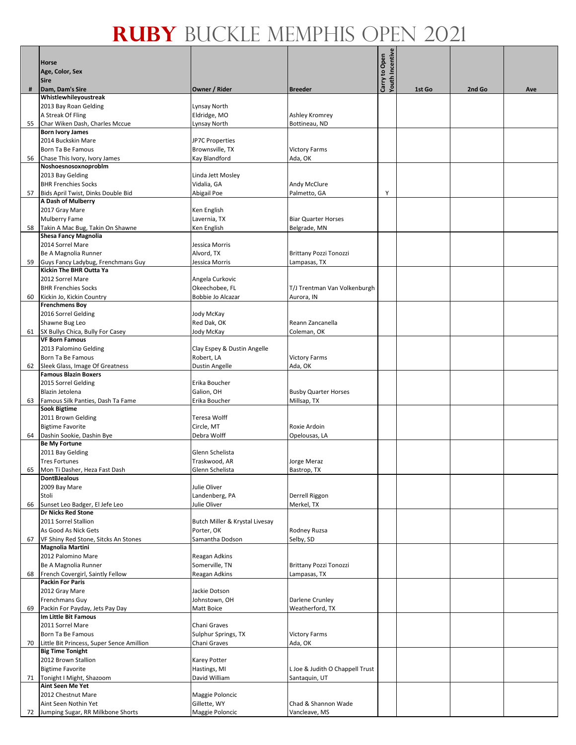# RUBY BUCKLE MEMPHIS OPEN 2021

| # | Horse<br>Age, Color, Sex<br>Sire<br>Dam, Dam's Sire | Owner / Rider | Breeder | Carry to Open<br>Youth Incentive | 1st Go | 2nd Go | Ave |
|---|---|---|---|---|---|---|---|
| 55 | **Whistlewhileyoustreak**<br>2013 Bay Roan Gelding<br>A Streak Of Fling<br>Char Wiken Dash, Charles Mccue | Lynsay North<br>Eldridge, MO<br>Lynsay North | Ashley Kromrey<br>Bottineau, ND | | | | |
| 56 | **Born Ivory James**<br>2014 Buckskin Mare<br>Born Ta Be Famous<br>Chase This Ivory, Ivory James | JP7C Properties<br>Brownsville, TX<br>Kay Blandford | Victory Farms<br>Ada, OK | | | | |
| 57 | **Noshoesnosoxnoproblm**<br>2013 Bay Gelding<br>BHR Frenchies Socks<br>Bids April Twist, Dinks Double Bid | Linda Jett Mosley<br>Vidalia, GA<br>Abigail Poe | Andy McClure<br>Palmetto, GA | Y | | | |
| 58 | **A Dash of Mulberry**<br>2017 Gray Mare<br>Mulberry Fame<br>Takin A Mac Bug, Takin On Shawne | Ken English<br>Lavernia, TX<br>Ken English | Biar Quarter Horses<br>Belgrade, MN | | | | |
| 59 | **Shesa Fancy Magnolia**<br>2014 Sorrel Mare<br>Be A Magnolia Runner<br>Guys Fancy Ladybug, Frenchmans Guy | Jessica Morris<br>Alvord, TX<br>Jessica Morris | Brittany Pozzi Tonozzi<br>Lampasas, TX | | | | |
| 60 | **Kickin The BHR Outta Ya**<br>2012 Sorrel Mare<br>BHR Frenchies Socks<br>Kickin Jo, Kickin Country | Angela Curkovic<br>Okeechobee, FL<br>Bobbie Jo Alcazar | T/J Trentman Van Volkenburgh<br>Aurora, IN | | | | |
| 61 | **Frenchmens Boy**<br>2016 Sorrel Gelding<br>Shawne Bug Leo<br>SX Bullys Chica, Bully For Casey | Jody McKay<br>Red Dak, OK<br>Jody McKay | Reann Zancanella<br>Coleman, OK | | | | |
| 62 | **VF Born Famous**<br>2013 Palomino Gelding<br>Born Ta Be Famous<br>Sleek Glass, Image Of Greatness | Clay Espey & Dustin Angelle<br>Robert, LA<br>Dustin Angelle | Victory Farms<br>Ada, OK | | | | |
| 63 | **Famous Blazin Boxers**<br>2015 Sorrel Gelding<br>Blazin Jetolena<br>Famous Silk Panties, Dash Ta Fame | Erika Boucher<br>Galion, OH<br>Erika Boucher | Busby Quarter Horses<br>Millsap, TX | | | | |
| 64 | **Sook Bigtime**<br>2011 Brown Gelding<br>Bigtime Favorite<br>Dashin Sookie, Dashin Bye | Teresa Wolff<br>Circle, MT<br>Debra Wolff | Roxie Ardoin<br>Opelousas, LA | | | | |
| 65 | **Be My Fortune**<br>2011 Bay Gelding<br>Tres Fortunes<br>Mon Ti Dasher, Heza Fast Dash | Glenn Schelista<br>Traskwood, AR<br>Glenn Schelista | Jorge Meraz<br>Bastrop, TX | | | | |
| 66 | **DontBJealous**<br>2009 Bay Mare<br>Stoli<br>Sunset Leo Badger, El Jefe Leo | Julie Oliver<br>Landenberg, PA<br>Julie Oliver | Derrell Riggon<br>Merkel, TX | | | | |
| 67 | **Dr Nicks Red Stone**<br>2011 Sorrel Stallion<br>As Good As Nick Gets<br>VF Shiny Red Stone, Sitcks An Stones | Butch Miller & Krystal Livesay<br>Porter, OK<br>Samantha Dodson | Rodney Ruzsa<br>Selby, SD | | | | |
| 68 | **Magnolia Martini**<br>2012 Palomino Mare<br>Be A Magnolia Runner<br>French Covergirl, Saintly Fellow | Reagan Adkins<br>Somerville, TN<br>Reagan Adkins | Brittany Pozzi Tonozzi<br>Lampasas, TX | | | | |
| 69 | **Packin For Paris**<br>2012 Gray Mare<br>Frenchmans Guy<br>Packin For Payday, Jets Pay Day | Jackie Dotson<br>Johnstown, OH<br>Matt Boice | Darlene Crunley<br>Weatherford, TX | | | | |
| 70 | **Im Little Bit Famous**<br>2011 Sorrel Mare<br>Born Ta Be Famous<br>Little Bit Princess, Super Sence Amillion | Chani Graves<br>Sulphur Springs, TX<br>Chani Graves | Victory Farms<br>Ada, OK | | | | |
| 71 | **Big Time Tonight**<br>2012 Brown Stallion<br>Bigtime Favorite<br>Tonight I Might, Shazoom | Karey Potter<br>Hastings, MI<br>David William | L Joe & Judith O Chappell Trust<br>Santaquin, UT | | | | |
| 72 | **Aint Seen Me Yet**<br>2012 Chestnut Mare<br>Aint Seen Nothin Yet<br>Jumping Sugar, RR Milkbone Shorts | Maggie Poloncic<br>Gillette, WY<br>Maggie Poloncic | Chad & Shannon Wade<br>Vancleave, MS | | | | |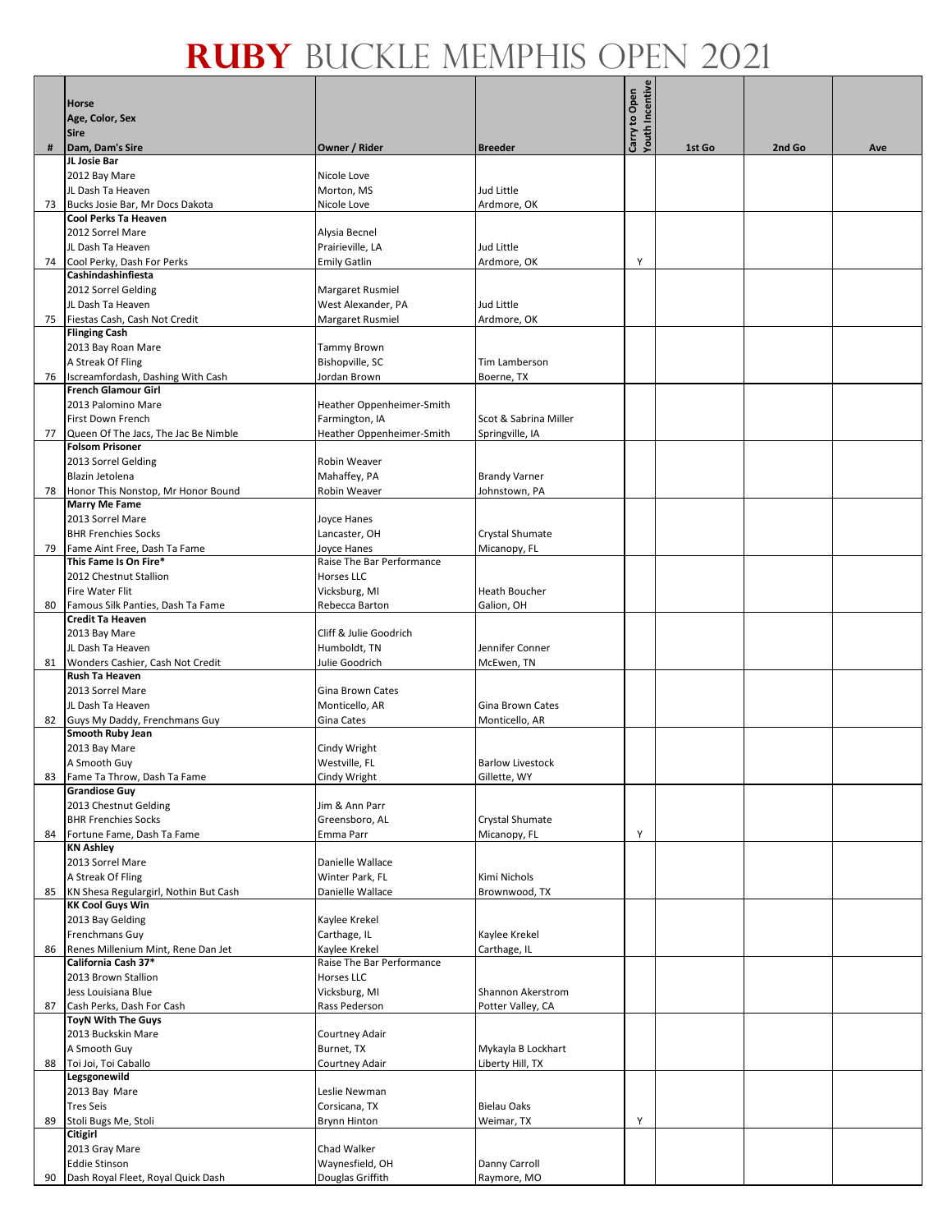# RUBY BUCKLE MEMPHIS OPEN 2021

| # | Horse<br>Age, Color, Sex<br>Sire<br>Dam, Dam's Sire | Owner / Rider | Breeder | Carry to Open Youth Incentive | 1st Go | 2nd Go | Ave |
|---|---|---|---|---|---|---|---|
| 73 | **JL Josie Bar**<br>2012 Bay Mare<br>JL Dash Ta Heaven<br>Bucks Josie Bar, Mr Docs Dakota | Nicole Love<br>Morton, MS<br>Nicole Love | Jud Little<br>Ardmore, OK | | | | |
| 74 | **Cool Perks Ta Heaven**<br>2012 Sorrel Mare<br>JL Dash Ta Heaven<br>Cool Perky, Dash For Perks | Alysia Becnel<br>Prairieville, LA<br>Emily Gatlin | Jud Little<br>Ardmore, OK | Y | | | |
| 75 | **Cashindashinfiesta**<br>2012 Sorrel Gelding<br>JL Dash Ta Heaven<br>Fiestas Cash, Cash Not Credit | Margaret Rusmiel<br>West Alexander, PA<br>Margaret Rusmiel | Jud Little<br>Ardmore, OK | | | | |
| 76 | **Flinging Cash**<br>2013 Bay Roan Mare<br>A Streak Of Fling<br>Iscreamfordash, Dashing With Cash | Tammy Brown<br>Bishopville, SC<br>Jordan Brown | Tim Lamberson<br>Boerne, TX | | | | |
| 77 | **French Glamour Girl**<br>2013 Palomino Mare<br>First Down French<br>Queen Of The Jacs, The Jac Be Nimble | Heather Oppenheimer-Smith<br>Farmington, IA<br>Heather Oppenheimer-Smith | Scot & Sabrina Miller<br>Springville, IA | | | | |
| 78 | **Folsom Prisoner**<br>2013 Sorrel Gelding<br>Blazin Jetolena<br>Honor This Nonstop, Mr Honor Bound | Robin Weaver<br>Mahaffey, PA<br>Robin Weaver | Brandy Varner<br>Johnstown, PA | | | | |
| 79 | **Marry Me Fame**<br>2013 Sorrel Mare<br>BHR Frenchies Socks<br>Fame Aint Free, Dash Ta Fame | Joyce Hanes<br>Lancaster, OH<br>Joyce Hanes | Crystal Shumate<br>Micanopy, FL | | | | |
| 80 | **This Fame Is On Fire***<br>2012 Chestnut Stallion<br>Fire Water Flit<br>Famous Silk Panties, Dash Ta Fame | Raise The Bar Performance Horses LLC<br>Vicksburg, MI<br>Rebecca Barton | Heath Boucher<br>Galion, OH | | | | |
| 81 | **Credit Ta Heaven**<br>2013 Bay Mare<br>JL Dash Ta Heaven<br>Wonders Cashier, Cash Not Credit | Cliff & Julie Goodrich<br>Humboldt, TN<br>Julie Goodrich | Jennifer Conner<br>McEwen, TN | | | | |
| 82 | **Rush Ta Heaven**<br>2013 Sorrel Mare<br>JL Dash Ta Heaven<br>Guys My Daddy, Frenchmans Guy | Gina Brown Cates<br>Monticello, AR<br>Gina Cates | Gina Brown Cates<br>Monticello, AR | | | | |
| 83 | **Smooth Ruby Jean**<br>2013 Bay Mare<br>A Smooth Guy<br>Fame Ta Throw, Dash Ta Fame | Cindy Wright<br>Westville, FL<br>Cindy Wright | Barlow Livestock<br>Gillette, WY | | | | |
| 84 | **Grandiose Guy**<br>2013 Chestnut Gelding<br>BHR Frenchies Socks<br>Fortune Fame, Dash Ta Fame | Jim & Ann Parr<br>Greensboro, AL<br>Emma Parr | Crystal Shumate<br>Micanopy, FL | Y | | | |
| 85 | **KN Ashley**<br>2013 Sorrel Mare<br>A Streak Of Fling<br>KN Shesa Regulargirl, Nothin But Cash | Danielle Wallace<br>Winter Park, FL<br>Danielle Wallace | Kimi Nichols<br>Brownwood, TX | | | | |
| 86 | **KK Cool Guys Win**<br>2013 Bay Gelding<br>Frenchmans Guy<br>Renes Millenium Mint, Rene Dan Jet | Kaylee Krekel<br>Carthage, IL<br>Kaylee Krekel | Kaylee Krekel<br>Carthage, IL | | | | |
| 87 | **California Cash 37***<br>2013 Brown Stallion<br>Jess Louisiana Blue<br>Cash Perks, Dash For Cash | Raise The Bar Performance Horses LLC<br>Vicksburg, MI<br>Rass Pederson | Shannon Akerstrom<br>Potter Valley, CA | | | | |
| 88 | **ToyN With The Guys**<br>2013 Buckskin Mare<br>A Smooth Guy<br>Toi Joi, Toi Caballo | Courtney Adair<br>Burnet, TX<br>Courtney Adair | Mykayla B Lockhart<br>Liberty Hill, TX | | | | |
| 89 | **Legsgonewild**<br>2013 Bay Mare<br>Tres Seis<br>Stoli Bugs Me, Stoli | Leslie Newman<br>Corsicana, TX<br>Brynn Hinton | Bielau Oaks<br>Weimar, TX | Y | | | |
| 90 | **Citigirl**<br>2013 Gray Mare<br>Eddie Stinson<br>Dash Royal Fleet, Royal Quick Dash | Chad Walker<br>Waynesfield, OH<br>Douglas Griffith | Danny Carroll<br>Raymore, MO | | | | |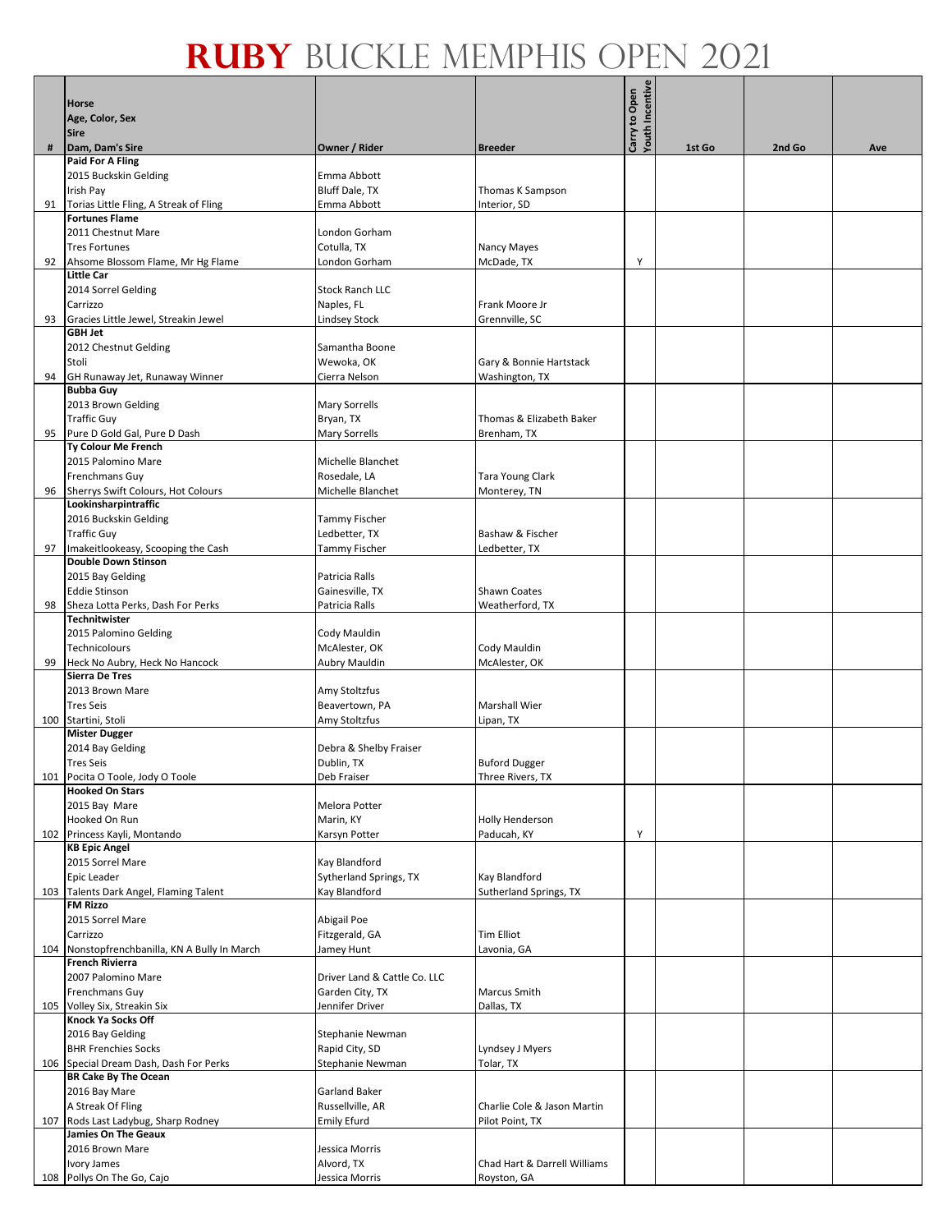# RUBY BUCKLE MEMPHIS OPEN 2021

| # | Horse<br>Age, Color, Sex<br>Sire<br>Dam, Dam's Sire | Owner / Rider | Breeder | Carry to Open Youth Incentive | 1st Go | 2nd Go | Ave |
|---|---|---|---|---|---|---|---|
| 91 | **Paid For A Fling**<br>2015 Buckskin Gelding<br>Irish Pay<br>Torias Little Fling, A Streak of Fling | Emma Abbott<br>Bluff Dale, TX<br>Emma Abbott | Thomas K Sampson<br>Interior, SD | | | | |
| 92 | **Fortunes Flame**<br>2011 Chestnut Mare<br>Tres Fortunes<br>Ahsome Blossom Flame, Mr Hg Flame | London Gorham<br>Cotulla, TX<br>London Gorham | Nancy Mayes<br>McDade, TX | Y | | | |
| 93 | **Little Car**<br>2014 Sorrel Gelding<br>Carrizzo<br>Gracies Little Jewel, Streakin Jewel | Stock Ranch LLC<br>Naples, FL<br>Lindsey Stock | Frank Moore Jr<br>Grennville, SC | | | | |
| 94 | **GBH Jet**<br>2012 Chestnut Gelding<br>Stoli<br>GH Runaway Jet, Runaway Winner | Samantha Boone<br>Wewoka, OK<br>Cierra Nelson | Gary & Bonnie Hartstack<br>Washington, TX | | | | |
| 95 | **Bubba Guy**<br>2013 Brown Gelding<br>Traffic Guy<br>Pure D Gold Gal, Pure D Dash | Mary Sorrells<br>Bryan, TX<br>Mary Sorrells | Thomas & Elizabeth Baker<br>Brenham, TX | | | | |
| 96 | **Ty Colour Me French**<br>2015 Palomino Mare<br>Frenchmans Guy<br>Sherrys Swift Colours, Hot Colours | Michelle Blanchet<br>Rosedale, LA<br>Michelle Blanchet | Tara Young Clark<br>Monterey, TN | | | | |
| 97 | **Lookinsharpintraffic**<br>2016 Buckskin Gelding<br>Traffic Guy<br>Imakeitlookeasy, Scooping the Cash | Tammy Fischer<br>Ledbetter, TX<br>Tammy Fischer | Bashaw & Fischer<br>Ledbetter, TX | | | | |
| 98 | **Double Down Stinson**<br>2015 Bay Gelding<br>Eddie Stinson<br>Sheza Lotta Perks, Dash For Perks | Patricia Ralls<br>Gainesville, TX<br>Patricia Ralls | Shawn Coates<br>Weatherford, TX | | | | |
| 99 | **Technitwister**<br>2015 Palomino Gelding<br>Technicolours<br>Heck No Aubry, Heck No Hancock | Cody Mauldin<br>McAlester, OK<br>Aubry Mauldin | Cody Mauldin<br>McAlester, OK | | | | |
| 100 | **Sierra De Tres**<br>2013 Brown Mare<br>Tres Seis<br>Startini, Stoli | Amy Stoltzfus<br>Beavertown, PA<br>Amy Stoltzfus | Marshall Wier<br>Lipan, TX | | | | |
| 101 | **Mister Dugger**<br>2014 Bay Gelding<br>Tres Seis<br>Pocita O Toole, Jody O Toole | Debra & Shelby Fraiser<br>Dublin, TX<br>Deb Fraiser | Buford Dugger<br>Three Rivers, TX | | | | |
| 102 | **Hooked On Stars**<br>2015 Bay Mare<br>Hooked On Run<br>Princess Kayli, Montando | Melora Potter<br>Marin, KY<br>Karsyn Potter | Holly Henderson<br>Paducah, KY | Y | | | |
| 103 | **KB Epic Angel**<br>2015 Sorrel Mare<br>Epic Leader<br>Talents Dark Angel, Flaming Talent | Kay Blandford<br>Sytherland Springs, TX<br>Kay Blandford | Kay Blandford<br>Sutherland Springs, TX | | | | |
| 104 | **FM Rizzo**<br>2015 Sorrel Mare<br>Carrizzo<br>Nonstopfrenchbanilla, KN A Bully In March | Abigail Poe<br>Fitzgerald, GA<br>Jamey Hunt | Tim Elliot<br>Lavonia, GA | | | | |
| 105 | **French Riviera**<br>2007 Palomino Mare<br>Frenchmans Guy<br>Volley Six, Streakin Six | Driver Land & Cattle Co. LLC<br>Garden City, TX<br>Jennifer Driver | Marcus Smith<br>Dallas, TX | | | | |
| 106 | **Knock Ya Socks Off**<br>2016 Bay Gelding<br>BHR Frenchies Socks<br>Special Dream Dash, Dash For Perks | Stephanie Newman<br>Rapid City, SD<br>Stephanie Newman | Lyndsey J Myers<br>Tolar, TX | | | | |
| 107 | **BR Cake By The Ocean**<br>2016 Bay Mare<br>A Streak Of Fling<br>Rods Last Ladybug, Sharp Rodney | Garland Baker<br>Russellville, AR<br>Emily Efurd | Charlie Cole & Jason Martin<br>Pilot Point, TX | | | | |
| 108 | **Jamies On The Geaux**<br>2016 Brown Mare<br>Ivory James<br>Pollys On The Go, Cajo | Jessica Morris<br>Alvord, TX<br>Jessica Morris | Chad Hart & Darrell Williams<br>Royston, GA | | | | |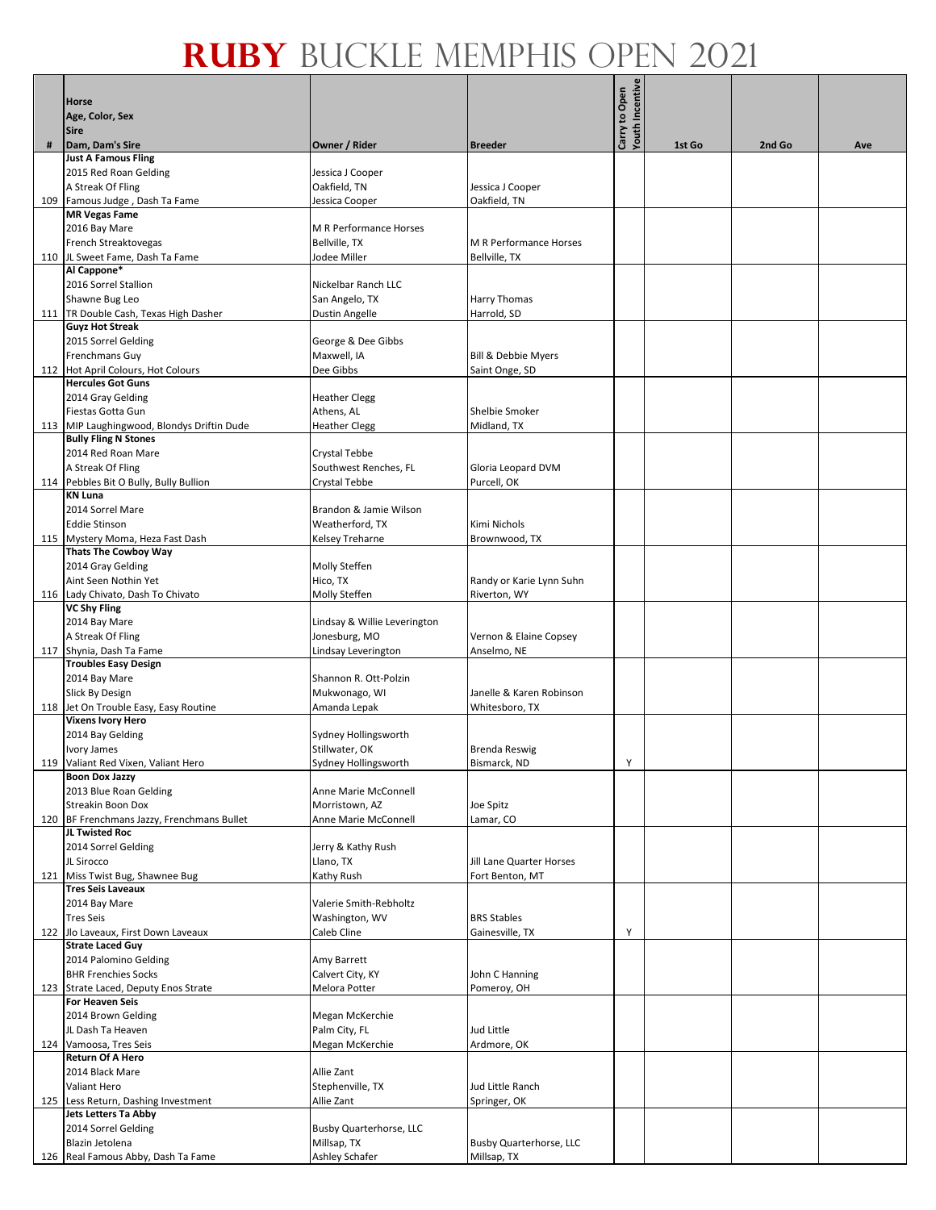# RUBY BUCKLE MEMPHIS OPEN 2021

| # | Horse<br>Age, Color, Sex<br>Sire<br>Dam, Dam's Sire | Owner / Rider | Breeder | Carry to Open Youth Incentive | 1st Go | 2nd Go | Ave |
|---|---|---|---|---|---|---|---|
| 109 | **Just A Famous Fling**<br>2015 Red Roan Gelding<br>A Streak Of Fling<br>Famous Judge , Dash Ta Fame | Jessica J Cooper<br>Oakfield, TN<br>Jessica Cooper | Jessica J Cooper<br>Oakfield, TN | | | | |
| 110 | **MR Vegas Fame**<br>2016 Bay Mare<br>French Streaktovegas<br>JL Sweet Fame, Dash Ta Fame | M R Performance Horses<br>Bellville, TX<br>Jodee Miller | M R Performance Horses<br>Bellville, TX | | | | |
| 111 | **Al Cappone***<br>2016 Sorrel Stallion<br>Shawne Bug Leo<br>TR Double Cash, Texas High Dasher | Nickelbar Ranch LLC<br>San Angelo, TX<br>Dustin Angelle | Harry Thomas<br>Harrold, SD | | | | |
| 112 | **Guyz Hot Streak**<br>2015 Sorrel Gelding<br>Frenchmans Guy<br>Hot April Colours, Hot Colours | George & Dee Gibbs<br>Maxwell, IA<br>Dee Gibbs | Bill & Debbie Myers<br>Saint Onge, SD | | | | |
| 113 | **Hercules Got Guns**<br>2014 Gray Gelding<br>Fiestas Gotta Gun<br>MIP Laughingwood, Blondys Driftin Dude | Heather Clegg<br>Athens, AL<br>Heather Clegg | Shelbie Smoker<br>Midland, TX | | | | |
| 114 | **Bully Fling N Stones**<br>2014 Red Roan Mare<br>A Streak Of Fling<br>Pebbles Bit O Bully, Bully Bullion | Crystal Tebbe<br>Southwest Renches, FL<br>Crystal Tebbe | Gloria Leopard DVM<br>Purcell, OK | | | | |
| 115 | **KN Luna**<br>2014 Sorrel Mare<br>Eddie Stinson<br>Mystery Moma, Heza Fast Dash | Brandon & Jamie Wilson<br>Weatherford, TX<br>Kelsey Treharne | Kimi Nichols<br>Brownwood, TX | | | | |
| 116 | **Thats The Cowboy Way**<br>2014 Gray Gelding<br>Aint Seen Nothin Yet<br>Lady Chivato, Dash To Chivato | Molly Steffen<br>Hico, TX<br>Molly Steffen | Randy or Karie Lynn Suhn<br>Riverton, WY | | | | |
| 117 | **VC Shy Fling**<br>2014 Bay Mare<br>A Streak Of Fling<br>Shynia, Dash Ta Fame | Lindsay & Willie Leverington<br>Jonesburg, MO<br>Lindsay Leverington | Vernon & Elaine Copsey<br>Anselmo, NE | | | | |
| 118 | **Troubles Easy Design**<br>2014 Bay Mare<br>Slick By Design<br>Jet On Trouble Easy, Easy Routine | Shannon R. Ott-Polzin<br>Mukwonago, WI<br>Amanda Lepak | Janelle & Karen Robinson<br>Whitesboro, TX | | | | |
| 119 | **Vixens Ivory Hero**<br>2014 Bay Gelding<br>Ivory James<br>Valiant Red Vixen, Valiant Hero | Sydney Hollingsworth<br>Stillwater, OK<br>Sydney Hollingsworth | Brenda Reswig<br>Bismarck, ND | Y | | | |
| 120 | **Boon Dox Jazzy**<br>2013 Blue Roan Gelding<br>Streakin Boon Dox<br>BF Frenchmans Jazzy, Frenchmans Bullet | Anne Marie McConnell<br>Morristown, AZ<br>Anne Marie McConnell | Joe Spitz<br>Lamar, CO | | | | |
| 121 | **JL Twisted Roc**<br>2014 Sorrel Gelding<br>JL Sirocco<br>Miss Twist Bug, Shawnee Bug | Jerry & Kathy Rush<br>Llano, TX<br>Kathy Rush | Jill Lane Quarter Horses<br>Fort Benton, MT | | | | |
| 122 | **Tres Seis Laveaux**<br>2014 Bay Mare<br>Tres Seis<br>Jlo Laveaux, First Down Laveaux | Valerie Smith-Rebholtz<br>Washington, WV<br>Caleb Cline | BRS Stables<br>Gainesville, TX | Y | | | |
| 123 | **Strate Laced Guy**<br>2014 Palomino Gelding<br>BHR Frenchies Socks<br>Strate Laced, Deputy Enos Strate | Amy Barrett<br>Calvert City, KY<br>Melora Potter | John C Hanning<br>Pomeroy, OH | | | | |
| 124 | **For Heaven Seis**<br>2014 Brown Gelding<br>JL Dash Ta Heaven<br>Vamoosa, Tres Seis | Megan McKerchie<br>Palm City, FL<br>Megan McKerchie | Jud Little<br>Ardmore, OK | | | | |
| 125 | **Return Of A Hero**<br>2014 Black Mare<br>Valiant Hero<br>Less Return, Dashing Investment | Allie Zant<br>Stephenville, TX<br>Allie Zant | Jud Little Ranch<br>Springer, OK | | | | |
| 126 | **Jets Letters Ta Abby**<br>2014 Sorrel Gelding<br>Blazin Jetolena<br>Real Famous Abby, Dash Ta Fame | Busby Quarterhorse, LLC<br>Millsap, TX<br>Ashley Schafer | Busby Quarterhorse, LLC<br>Millsap, TX | | | | |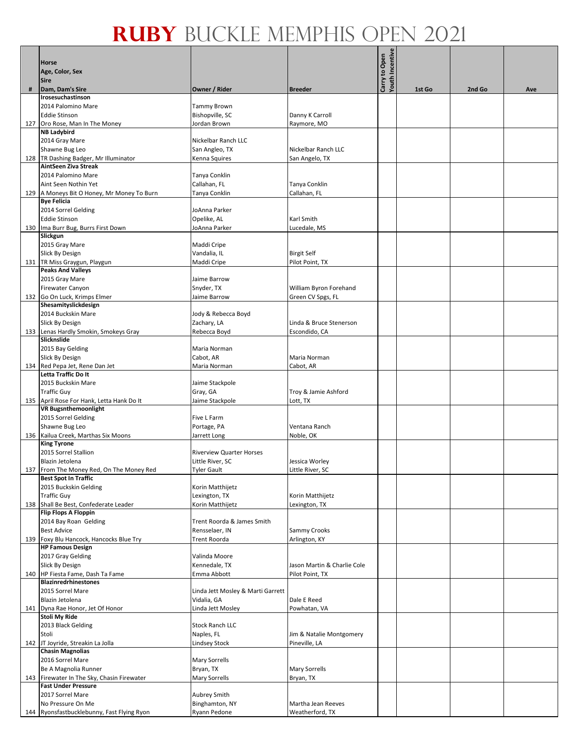# RUBY BUCKLE MEMPHIS OPEN 2021

| # | Horse<br>Age, Color, Sex<br>Sire<br>Dam, Dam's Sire | Owner / Rider | Breeder | Carry to Open<br>Youth Incentive | 1st Go | 2nd Go | Ave |
|---|---|---|---|---|---|---|---|
| 127 | **Irosesuchastinson**<br>2014 Palomino Mare<br>Eddie Stinson<br>Oro Rose, Man In The Money | Tammy Brown<br>Bishopville, SC<br>Jordan Brown | Danny K Carroll<br>Raymore, MO | | | | |
| 128 | **NB Ladybird**<br>2014 Gray Mare<br>Shawne Bug Leo<br>TR Dashing Badger, Mr Illuminator | Nickelbar Ranch LLC<br>San Angleo, TX<br>Kenna Squires | Nickelbar Ranch LLC<br>San Angelo, TX | | | | |
| 129 | **AintSeen Ziva Streak**<br>2014 Palomino Mare<br>Aint Seen Nothin Yet<br>A Moneys Bit O Honey, Mr Money To Burn | Tanya Conklin<br>Callahan, FL<br>Tanya Conklin | Tanya Conklin<br>Callahan, FL | | | | |
| 130 | **Bye Felicia**<br>2014 Sorrel Gelding<br>Eddie Stinson<br>Ima Burr Bug, Burrs First Down | JoAnna Parker<br>Opelike, AL<br>JoAnna Parker | Karl Smith<br>Lucedale, MS | | | | |
| 131 | **Slickgun**<br>2015 Gray Mare<br>Slick By Design<br>TR Miss Graygun, Playgun | Maddi Cripe<br>Vandalia, IL<br>Maddi Cripe | Birgit Self<br>Pilot Point, TX | | | | |
| 132 | **Peaks And Valleys**<br>2015 Gray Mare<br>Firewater Canyon<br>Go On Luck, Krimps Elmer | Jaime Barrow<br>Snyder, TX<br>Jaime Barrow | William Byron Forehand<br>Green CV Spgs, FL | | | | |
| 133 | **Shesamityslickdesign**<br>2014 Buckskin Mare<br>Slick By Design<br>Lenas Hardly Smokin, Smokeys Gray | Jody & Rebecca Boyd<br>Zachary, LA<br>Rebecca Boyd | Linda & Bruce Stenerson<br>Escondido, CA | | | | |
| 134 | **Slicknslide**<br>2015 Bay Gelding<br>Slick By Design<br>Red Pepa Jet, Rene Dan Jet | Maria Norman<br>Cabot, AR<br>Maria Norman | Maria Norman<br>Cabot, AR | | | | |
| 135 | **Letta Traffic Do It**<br>2015 Buckskin Mare<br>Traffic Guy<br>April Rose For Hank, Letta Hank Do It | Jaime Stackpole<br>Gray, GA<br>Jaime Stackpole | Troy & Jamie Ashford<br>Lott, TX | | | | |
| 136 | **VR Bugsnthemoonlight**<br>2015 Sorrel Gelding<br>Shawne Bug Leo<br>Kailua Creek, Marthas Six Moons | Five L Farm<br>Portage, PA<br>Jarrett Long | Ventana Ranch<br>Noble, OK | | | | |
| 137 | **King Tyrone**<br>2015 Sorrel Stallion<br>Blazin Jetolena<br>From The Money Red, On The Money Red | Riverview Quarter Horses<br>Little River, SC<br>Tyler Gault | Jessica Worley<br>Little River, SC | | | | |
| 138 | **Best Spot In Traffic**<br>2015 Buckskin Gelding<br>Traffic Guy<br>Shall Be Best, Confederate Leader | Korin Matthijetz<br>Lexington, TX<br>Korin Matthijetz | Korin Matthijetz<br>Lexington, TX | | | | |
| 139 | **Flip Flops A Floppin**<br>2014 Bay Roan Gelding<br>Best Advice<br>Foxy Blu Hancock, Hancocks Blue Try | Trent Roorda & James Smith<br>Rensselaer, IN<br>Trent Roorda | Sammy Crooks<br>Arlington, KY | | | | |
| 140 | **HP Famous Design**<br>2017 Gray Gelding<br>Slick By Design<br>HP Fiesta Fame, Dash Ta Fame | Valinda Moore<br>Kennedale, TX<br>Emma Abbott | Jason Martin & Charlie Cole<br>Pilot Point, TX | | | | |
| 141 | **Blazinredrhinestones**<br>2015 Sorrel Mare<br>Blazin Jetolena<br>Dyna Rae Honor, Jet Of Honor | Linda Jett Mosley & Marti Garrett<br>Vidalia, GA<br>Linda Jett Mosley | Dale E Reed<br>Powhatan, VA | | | | |
| 142 | **Stoli My Ride**<br>2013 Black Gelding<br>Stoli<br>JT Joyride, Streakin La Jolla | Stock Ranch LLC<br>Naples, FL<br>Lindsey Stock | Jim & Natalie Montgomery<br>Pineville, LA | | | | |
| 143 | **Chasin Magnolias**<br>2016 Sorrel Mare<br>Be A Magnolia Runner<br>Firewater In The Sky, Chasin Firewater | Mary Sorrells<br>Bryan, TX<br>Mary Sorrells | Mary Sorrells<br>Bryan, TX | | | | |
| 144 | **Fast Under Pressure**<br>2017 Sorrel Mare<br>No Pressure On Me<br>Ryonsfastbucklebunny, Fast Flying Ryon | Aubrey Smith<br>Binghamton, NY<br>Ryann Pedone | Martha Jean Reeves<br>Weatherford, TX | | | | |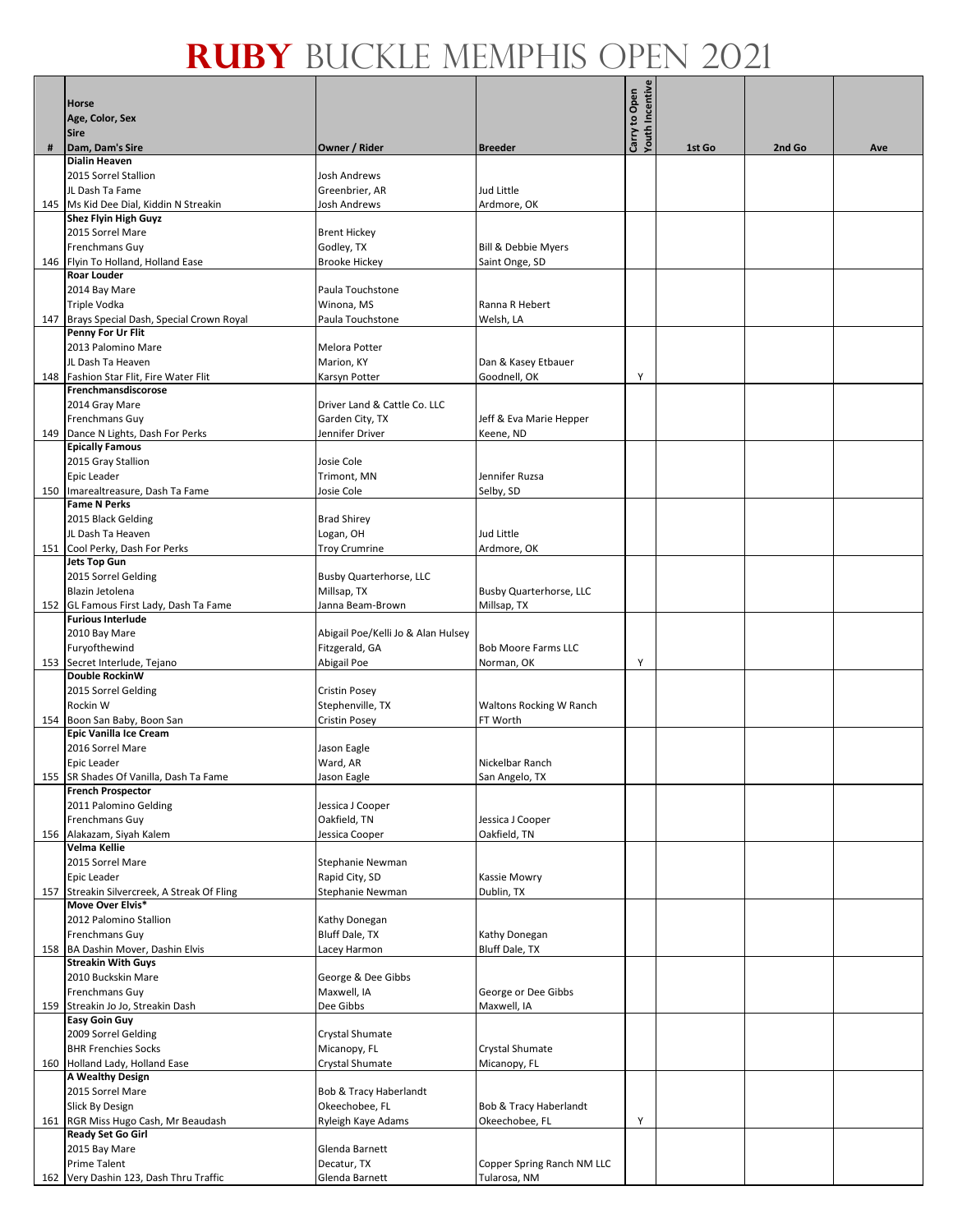# RUBY BUCKLE MEMPHIS OPEN 2021

| # | Horse<br>Age, Color, Sex<br>Sire<br>Dam, Dam's Sire | Owner / Rider | Breeder | Carry to Open<br>Youth Incentive | 1st Go | 2nd Go | Ave |
|---|---|---|---|---|---|---|---|
| 145 | **Dialin Heaven**<br>2015 Sorrel Stallion<br>JL Dash Ta Fame<br>Ms Kid Dee Dial, Kiddin N Streakin | Josh Andrews<br>Greenbrier, AR<br>Josh Andrews | Jud Little<br>Ardmore, OK | | | | |
| 146 | **Shez Flyin High Guyz**<br>2015 Sorrel Mare<br>Frenchmans Guy<br>Flyin To Holland, Holland Ease | Brent Hickey<br>Godley, TX<br>Brooke Hickey | Bill & Debbie Myers<br>Saint Onge, SD | | | | |
| 147 | **Roar Louder**<br>2014 Bay Mare<br>Triple Vodka<br>Brays Special Dash, Special Crown Royal | Paula Touchstone<br>Winona, MS<br>Paula Touchstone | Ranna R Hebert<br>Welsh, LA | | | | |
| 148 | **Penny For Ur Flit**<br>2013 Palomino Mare<br>JL Dash Ta Heaven<br>Fashion Star Flit, Fire Water Flit | Melora Potter<br>Marion, KY<br>Karsyn Potter | Dan & Kasey Etbauer<br>Goodnell, OK | Y | | | |
| 149 | **Frenchmansdiscorose**<br>2014 Gray Mare<br>Frenchmans Guy<br>Dance N Lights, Dash For Perks | Driver Land & Cattle Co. LLC<br>Garden City, TX<br>Jennifer Driver | Jeff & Eva Marie Hepper<br>Keene, ND | | | | |
| 150 | **Epically Famous**<br>2015 Gray Stallion<br>Epic Leader<br>Imarealtreasure, Dash Ta Fame | Josie Cole<br>Trimont, MN<br>Josie Cole | Jennifer Ruzsa<br>Selby, SD | | | | |
| 151 | **Fame N Perks**<br>2015 Black Gelding<br>JL Dash Ta Heaven<br>Cool Perky, Dash For Perks | Brad Shirey<br>Logan, OH<br>Troy Crumrine | Jud Little<br>Ardmore, OK | | | | |
| 152 | **Jets Top Gun**<br>2015 Sorrel Gelding<br>Blazin Jetolena<br>GL Famous First Lady, Dash Ta Fame | Busby Quarterhorse, LLC<br>Millsap, TX<br>Janna Beam-Brown | Busby Quarterhorse, LLC<br>Millsap, TX | | | | |
| 153 | **Furious Interlude**<br>2010 Bay Mare<br>Furyofthewind<br>Secret Interlude, Tejano | Abigail Poe/Kelli Jo & Alan Hulsey<br>Fitzgerald, GA<br>Abigail Poe | Bob Moore Farms LLC<br>Norman, OK | Y | | | |
| 154 | **Double RockinW**<br>2015 Sorrel Gelding<br>Rockin W<br>Boon San Baby, Boon San | Cristin Posey<br>Stephenville, TX<br>Cristin Posey | Waltons Rocking W Ranch<br>FT Worth | | | | |
| 155 | **Epic Vanilla Ice Cream**<br>2016 Sorrel Mare<br>Epic Leader<br>SR Shades Of Vanilla, Dash Ta Fame | Jason Eagle<br>Ward, AR<br>Jason Eagle | Nickelbar Ranch<br>San Angelo, TX | | | | |
| 156 | **French Prospector**<br>2011 Palomino Gelding<br>Frenchmans Guy<br>Alakazam, Siyah Kalem | Jessica J Cooper<br>Oakfield, TN<br>Jessica Cooper | Jessica J Cooper<br>Oakfield, TN | | | | |
| 157 | **Velma Kellie**<br>2015 Sorrel Mare<br>Epic Leader<br>Streakin Silvercreek, A Streak Of Fling | Stephanie Newman<br>Rapid City, SD<br>Stephanie Newman | Kassie Mowry<br>Dublin, TX | | | | |
| 158 | **Move Over Elvis***<br>2012 Palomino Stallion<br>Frenchmans Guy<br>BA Dashin Mover, Dashin Elvis | Kathy Donegan<br>Bluff Dale, TX<br>Lacey Harmon | Kathy Donegan<br>Bluff Dale, TX | | | | |
| 159 | **Streakin With Guys**<br>2010 Buckskin Mare<br>Frenchmans Guy<br>Streakin Jo Jo, Streakin Dash | George & Dee Gibbs<br>Maxwell, IA<br>Dee Gibbs | George or Dee Gibbs<br>Maxwell, IA | | | | |
| 160 | **Easy Goin Guy**<br>2009 Sorrel Gelding<br>BHR Frenchies Socks<br>Holland Lady, Holland Ease | Crystal Shumate<br>Micanopy, FL<br>Crystal Shumate | Crystal Shumate<br>Micanopy, FL | | | | |
| 161 | **A Wealthy Design**<br>2015 Sorrel Mare<br>Slick By Design<br>RGR Miss Hugo Cash, Mr Beaudash | Bob & Tracy Haberlandt<br>Okeechobee, FL<br>Ryleigh Kaye Adams | Bob & Tracy Haberlandt<br>Okeechobee, FL | Y | | | |
| 162 | **Ready Set Go Girl**<br>2015 Bay Mare<br>Prime Talent<br>Very Dashin 123, Dash Thru Traffic | Glenda Barnett<br>Decatur, TX<br>Glenda Barnett | Copper Spring Ranch NM LLC<br>Tularosa, NM | | | | |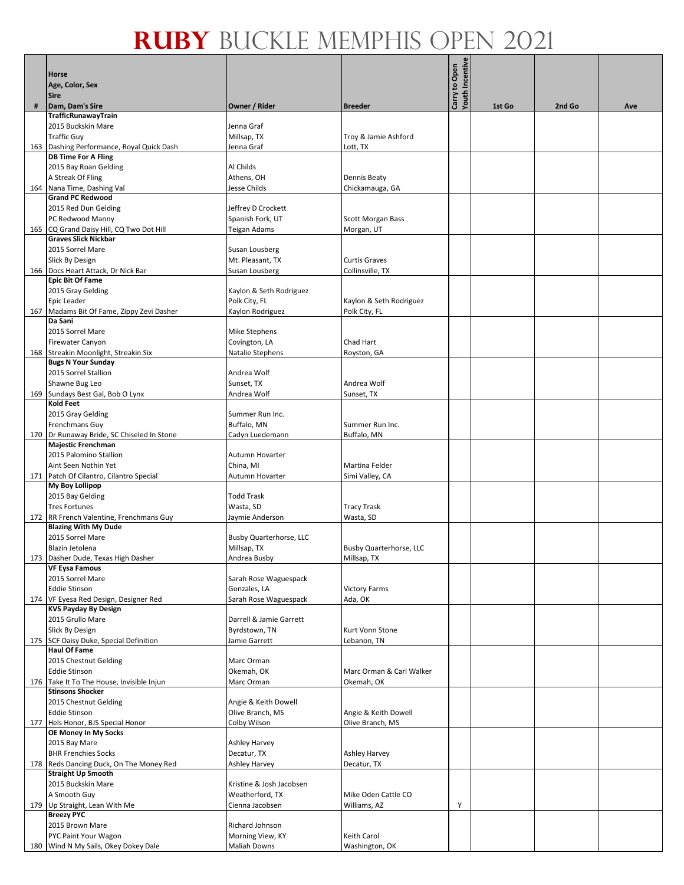# RUBY BUCKLE MEMPHIS OPEN 2021

| # | Horse<br>Age, Color, Sex<br>Sire<br>Dam, Dam's Sire | Owner / Rider | Breeder | Carry to Open<br>Youth Incentive | 1st Go | 2nd Go | Ave |
|---|---|---|---|---|---|---|---|
| 163 | **TrafficRunawayTrain**<br>2015 Buckskin Mare<br>Traffic Guy<br>Dashing Performance, Royal Quick Dash | Jenna Graf<br>Millsap, TX<br>Jenna Graf | Troy & Jamie Ashford<br>Lott, TX | | | | |
| 164 | **DB Time For A Fling**<br>2015 Bay Roan Gelding<br>A Streak Of Fling<br>Nana Time, Dashing Val | Al Childs<br>Athens, OH<br>Jesse Childs | Dennis Beaty<br>Chickamauga, GA | | | | |
| 165 | **Grand PC Redwood**<br>2015 Red Dun Gelding<br>PC Redwood Manny<br>CQ Grand Daisy Hill, CQ Two Dot Hill | Jeffrey D Crockett<br>Spanish Fork, UT<br>Teigan Adams | Scott Morgan Bass<br>Morgan, UT | | | | |
| 166 | **Graves Slick Nickbar**<br>2015 Sorrel Mare<br>Slick By Design<br>Docs Heart Attack, Dr Nick Bar | Susan Lousberg<br>Mt. Pleasant, TX<br>Susan Lousberg | Curtis Graves<br>Collinsville, TX | | | | |
| 167 | **Epic Bit Of Fame**<br>2015 Gray Gelding<br>Epic Leader<br>Madams Bit Of Fame, Zippy Zevi Dasher | Kaylon & Seth Rodriguez<br>Polk City, FL<br>Kaylon Rodriguez | Kaylon & Seth Rodriguez<br>Polk City, FL | | | | |
| 168 | **Da Sani**<br>2015 Sorrel Mare<br>Firewater Canyon<br>Streakin Moonlight, Streakin Six | Mike Stephens<br>Covington, LA<br>Natalie Stephens | Chad Hart<br>Royston, GA | | | | |
| 169 | **Bugs N Your Sunday**<br>2015 Sorrel Stallion<br>Shawne Bug Leo<br>Sundays Best Gal, Bob O Lynx | Andrea Wolf<br>Sunset, TX<br>Andrea Wolf | Andrea Wolf<br>Sunset, TX | | | | |
| 170 | **Kold Feet**<br>2015 Gray Gelding<br>Frenchmans Guy<br>Dr Runaway Bride, SC Chiseled In Stone | Summer Run Inc.<br>Buffalo, MN<br>Cadyn Luedemann | Summer Run Inc.<br>Buffalo, MN | | | | |
| 171 | **Majestic Frenchman**<br>2015 Palomino Stallion<br>Aint Seen Nothin Yet<br>Patch Of Cilantro, Cilantro Special | Autumn Hovarter<br>China, MI<br>Autumn Hovarter | Martina Felder<br>Simi Valley, CA | | | | |
| 172 | **My Boy Lollipop**<br>2015 Bay Gelding<br>Tres Fortunes<br>RR French Valentine, Frenchmans Guy | Todd Trask<br>Wasta, SD<br>Jaymie Anderson | Tracy Trask<br>Wasta, SD | | | | |
| 173 | **Blazing With My Dude**<br>2015 Sorrel Mare<br>Blazin Jetolena<br>Dasher Dude, Texas High Dasher | Busby Quarterhorse, LLC<br>Millsap, TX<br>Andrea Busby | Busby Quarterhorse, LLC<br>Millsap, TX | | | | |
| 174 | **VF Eysa Famous**<br>2015 Sorrel Mare<br>Eddie Stinson<br>VF Eyesa Red Design, Designer Red | Sarah Rose Waguespack<br>Gonzales, LA<br>Sarah Rose Waguespack | Victory Farms<br>Ada, OK | | | | |
| 175 | **KVS Payday By Design**<br>2015 Grullo Mare<br>Slick By Design<br>SCF Daisy Duke, Special Definition | Darrell & Jamie Garrett<br>Byrdstown, TN<br>Jamie Garrett | Kurt Vonn Stone<br>Lebanon, TN | | | | |
| 176 | **Haul Of Fame**<br>2015 Chestnut Gelding<br>Eddie Stinson<br>Take It To The House, Invisible Injun | Marc Orman<br>Okemah, OK<br>Marc Orman | Marc Orman & Carl Walker<br>Okemah, OK | | | | |
| 177 | **Stinsons Shocker**<br>2015 Chestnut Gelding<br>Eddie Stinson<br>Hels Honor, BJS Special Honor | Angie & Keith Dowell<br>Olive Branch, MS<br>Colby Wilson | Angie & Keith Dowell<br>Olive Branch, MS | | | | |
| 178 | **OE Money In My Socks**<br>2015 Bay Mare<br>BHR Frenchies Socks<br>Reds Dancing Duck, On The Money Red | Ashley Harvey<br>Decatur, TX<br>Ashley Harvey | Ashley Harvey<br>Decatur, TX | | | | |
| 179 | **Straight Up Smooth**<br>2015 Buckskin Mare<br>A Smooth Guy<br>Up Straight, Lean With Me | Kristine & Josh Jacobsen<br>Weatherford, TX<br>Cienna Jacobsen | Mike Oden Cattle CO<br>Williams, AZ | Y | | | |
| 180 | **Breezy PYC**<br>2015 Brown Mare<br>PYC Paint Your Wagon<br>Wind N My Sails, Okey Dokey Dale | Richard Johnson<br>Morning View, KY<br>Maliah Downs | Keith Carol<br>Washington, OK | | | | |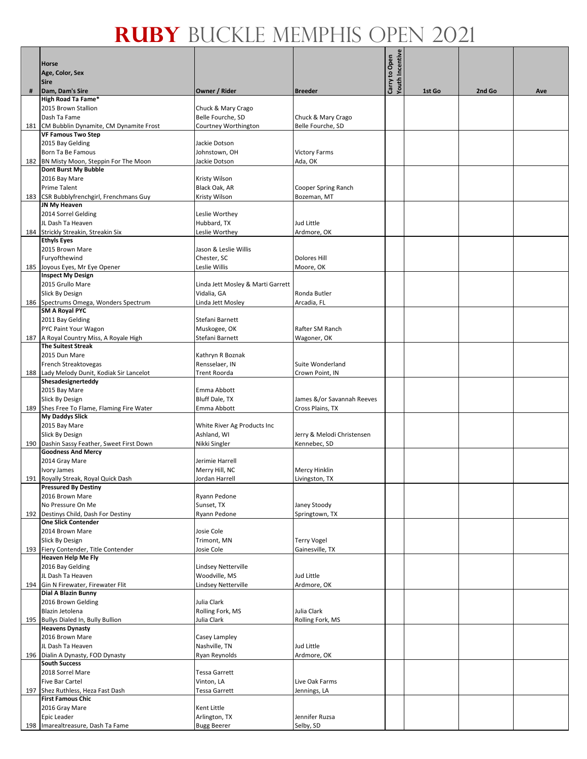# RUBY BUCKLE MEMPHIS OPEN 2021

| # | Horse<br>Age, Color, Sex<br>Sire<br>Dam, Dam's Sire | Owner / Rider | Breeder | Carry to Open | Youth Incentive | 1st Go | 2nd Go | Ave |
|---|---|---|---|---|---|---|---|---|
| 181 | **High Road Ta Fame***<br>2015 Brown Stallion<br>Dash Ta Fame<br>CM Bubblin Dynamite, CM Dynamite Frost | Chuck & Mary Crago<br>Belle Fourche, SD<br>Courtney Worthington | Chuck & Mary Crago<br>Belle Fourche, SD | | | | | |
| 182 | **VF Famous Two Step**<br>2015 Bay Gelding<br>Born Ta Be Famous<br>BN Misty Moon, Steppin For The Moon | Jackie Dotson<br>Johnstown, OH<br>Jackie Dotson | Victory Farms<br>Ada, OK | | | | | |
| 183 | **Dont Burst My Bubble**<br>2016 Bay Mare<br>Prime Talent<br>CSR Bubblyfrenchgirl, Frenchmans Guy | Kristy Wilson<br>Black Oak, AR<br>Kristy Wilson | Cooper Spring Ranch<br>Bozeman, MT | | | | | |
| 184 | **JN My Heaven**<br>2014 Sorrel Gelding<br>JL Dash Ta Heaven<br>Strickly Streakin, Streakin Six | Leslie Worthey<br>Hubbard, TX<br>Leslie Worthey | Jud Little<br>Ardmore, OK | | | | | |
| 185 | **Ethyls Eyes**<br>2015 Brown Mare<br>Furyofthewind<br>Joyous Eyes, Mr Eye Opener | Jason & Leslie Willis<br>Chester, SC<br>Leslie Willis | Dolores Hill<br>Moore, OK | | | | | |
| 186 | **Inspect My Design**<br>2015 Grullo Mare<br>Slick By Design<br>Spectrums Omega, Wonders Spectrum | Linda Jett Mosley & Marti Garrett<br>Vidalia, GA<br>Linda Jett Mosley | Ronda Butler<br>Arcadia, FL | | | | | |
| 187 | **SM A Royal PYC**<br>2011 Bay Gelding<br>PYC Paint Your Wagon<br>A Royal Country Miss, A Royale High | Stefani Barnett<br>Muskogee, OK<br>Stefani Barnett | Rafter SM Ranch<br>Wagoner, OK | | | | | |
| 188 | **The Suitest Streak**<br>2015 Dun Mare<br>French Streaktovegas<br>Lady Melody Dunit, Kodiak Sir Lancelot | Kathryn R Boznak<br>Rensselaer, IN<br>Trent Roorda | Suite Wonderland<br>Crown Point, IN | | | | | |
| 189 | **Shesadesignerteddy**<br>2015 Bay Mare<br>Slick By Design<br>Shes Free To Flame, Flaming Fire Water | Emma Abbott<br>Bluff Dale, TX<br>Emma Abbott | James &/or Savannah Reeves<br>Cross Plains, TX | | | | | |
| 190 | **My Daddys Slick**<br>2015 Bay Mare<br>Slick By Design<br>Dashin Sassy Feather, Sweet First Down | White River Ag Products Inc<br>Ashland, WI<br>Nikki Singler | Jerry & Melodi Christensen<br>Kennebec, SD | | | | | |
| 191 | **Goodness And Mercy**<br>2014 Gray Mare<br>Ivory James<br>Royally Streak, Royal Quick Dash | Jerimie Harrell<br>Merry Hill, NC<br>Jordan Harrell | Mercy Hinklin<br>Livingston, TX | | | | | |
| 192 | **Pressured By Destiny**<br>2016 Brown Mare<br>No Pressure On Me<br>Destinys Child, Dash For Destiny | Ryann Pedone<br>Sunset, TX<br>Ryann Pedone | Janey Stoody<br>Springtown, TX | | | | | |
| 193 | **One Slick Contender**<br>2014 Brown Mare<br>Slick By Design<br>Fiery Contender, Title Contender | Josie Cole<br>Trimont, MN<br>Josie Cole | Terry Vogel<br>Gainesville, TX | | | | | |
| 194 | **Heaven Help Me Fly**<br>2016 Bay Gelding<br>JL Dash Ta Heaven<br>Gin N Firewater, Firewater Flit | Lindsey Netterville<br>Woodville, MS<br>Lindsey Netterville | Jud Little<br>Ardmore, OK | | | | | |
| 195 | **Dial A Blazin Bunny**<br>2016 Brown Gelding<br>Blazin Jetolena<br>Bullys Dialed In, Bully Bullion | Julia Clark<br>Rolling Fork, MS<br>Julia Clark | Julia Clark<br>Rolling Fork, MS | | | | | |
| 196 | **Heavens Dynasty**<br>2016 Brown Mare<br>JL Dash Ta Heaven<br>Dialin A Dynasty, FOD Dynasty | Casey Lampley<br>Nashville, TN<br>Ryan Reynolds | Jud Little<br>Ardmore, OK | | | | | |
| 197 | **South Success**<br>2018 Sorrel Mare<br>Five Bar Cartel<br>Shez Ruthless, Heza Fast Dash | Tessa Garrett<br>Vinton, LA<br>Tessa Garrett | Live Oak Farms<br>Jennings, LA | | | | | |
| 198 | **First Famous Chic**<br>2016 Gray Mare<br>Epic Leader<br>Imarealtreasure, Dash Ta Fame | Kent Little<br>Arlington, TX<br>Bugg Beerer | Jennifer Ruzsa<br>Selby, SD | | | | | |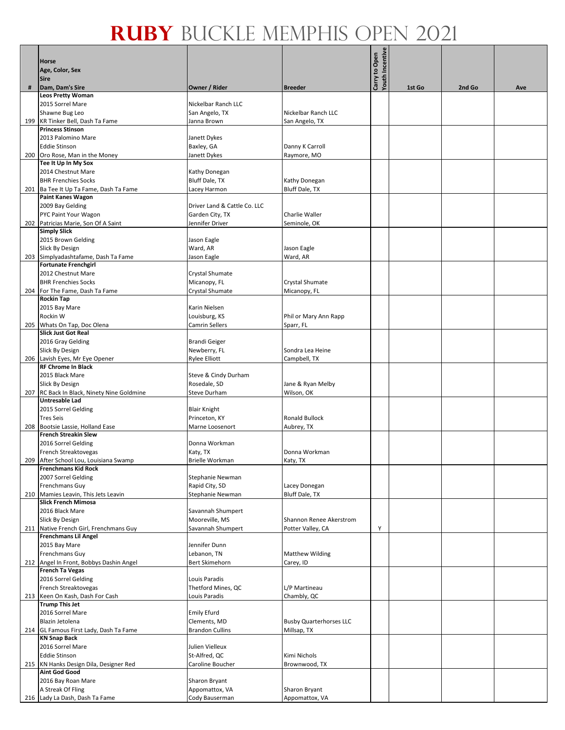# RUBY BUCKLE MEMPHIS OPEN 2021

| # | Horse<br>Age, Color, Sex<br>Sire<br>Dam, Dam's Sire | Owner / Rider | Breeder | Carry to Open Youth Incentive | 1st Go | 2nd Go | Ave |
|---|---|---|---|---|---|---|---|
| 199 | **Leos Pretty Woman**<br>2015 Sorrel Mare<br>Shawne Bug Leo<br>KR Tinker Bell, Dash Ta Fame | Nickelbar Ranch LLC<br>San Angelo, TX<br>Janna Brown | Nickelbar Ranch LLC<br>San Angelo, TX | | | | |
| 200 | **Princess Stinson**<br>2013 Palomino Mare<br>Eddie Stinson<br>Oro Rose, Man in the Money | Janett Dykes<br>Baxley, GA<br>Janett Dykes | Danny K Carroll<br>Raymore, MO | | | | |
| 201 | **Tee It Up In My Sox**<br>2014 Chestnut Mare<br>BHR Frenchies Socks<br>Ba Tee It Up Ta Fame, Dash Ta Fame | Kathy Donegan<br>Bluff Dale, TX<br>Lacey Harmon | Kathy Donegan<br>Bluff Dale, TX | | | | |
| 202 | **Paint Kanes Wagon**<br>2009 Bay Gelding<br>PYC Paint Your Wagon<br>Patricias Marie, Son Of A Saint | Driver Land & Cattle Co. LLC<br>Garden City, TX<br>Jennifer Driver | Charlie Waller<br>Seminole, OK | | | | |
| 203 | **Simply Slick**<br>2015 Brown Gelding<br>Slick By Design<br>Simplyadashtafame, Dash Ta Fame | Jason Eagle<br>Ward, AR<br>Jason Eagle | Jason Eagle<br>Ward, AR | | | | |
| 204 | **Fortunate Frenchgirl**<br>2012 Chestnut Mare<br>BHR Frenchies Socks<br>For The Fame, Dash Ta Fame | Crystal Shumate<br>Micanopy, FL<br>Crystal Shumate | Crystal Shumate<br>Micanopy, FL | | | | |
| 205 | **Rockin Tap**<br>2015 Bay Mare<br>Rockin W<br>Whats On Tap, Doc Olena | Karin Nielsen<br>Louisburg, KS<br>Camrin Sellers | Phil or Mary Ann Rapp<br>Sparr, FL | | | | |
| 206 | **Slick Just Got Real**<br>2016 Gray Gelding<br>Slick By Design<br>Lavish Eyes, Mr Eye Opener | Brandi Geiger<br>Newberry, FL<br>Rylee Elliott | Sondra Lea Heine<br>Campbell, TX | | | | |
| 207 | **RF Chrome In Black**<br>2015 Black Mare<br>Slick By Design<br>RC Back In Black, Ninety Nine Goldmine | Steve & Cindy Durham<br>Rosedale, SD<br>Steve Durham | Jane & Ryan Melby<br>Wilson, OK | | | | |
| 208 | **Untresable Lad**<br>2015 Sorrel Gelding<br>Tres Seis<br>Bootsie Lassie, Holland Ease | Blair Knight<br>Princeton, KY<br>Marne Loosenort | Ronald Bullock<br>Aubrey, TX | | | | |
| 209 | **French Streakin Slew**<br>2016 Sorrel Gelding<br>French Streaktovegas<br>After School Lou, Louisiana Swamp | Donna Workman<br>Katy, TX<br>Brielle Workman | Donna Workman<br>Katy, TX | | | | |
| 210 | **Frenchmans Kid Rock**<br>2007 Sorrel Gelding<br>Frenchmans Guy<br>Mamies Leavin, This Jets Leavin | Stephanie Newman<br>Rapid City, SD<br>Stephanie Newman | Lacey Donegan<br>Bluff Dale, TX | | | | |
| 211 | **Slick French Mimosa**<br>2016 Black Mare<br>Slick By Design<br>Native French Girl, Frenchmans Guy | Savannah Shumpert<br>Mooreville, MS<br>Savannah Shumpert | Shannon Renee Akerstrom<br>Potter Valley, CA | Y | | | |
| 212 | **Frenchmans Lil Angel**<br>2015 Bay Mare<br>Frenchmans Guy<br>Angel In Front, Bobbys Dashin Angel | Jennifer Dunn<br>Lebanon, TN<br>Bert Skimehorn | Matthew Wilding<br>Carey, ID | | | | |
| 213 | **French Ta Vegas**<br>2016 Sorrel Gelding<br>French Streaktovegas<br>Keen On Kash, Dash For Cash | Louis Paradis<br>Thetford Mines, QC<br>Louis Paradis | L/P Martineau<br>Chambly, QC | | | | |
| 214 | **Trump This Jet**<br>2016 Sorrel Mare<br>Blazin Jetolena<br>GL Famous First Lady, Dash Ta Fame | Emily Efurd<br>Clements, MD<br>Brandon Cullins | Busby Quarterhorses LLC<br>Millsap, TX | | | | |
| 215 | **KN Snap Back**<br>2016 Sorrel Mare<br>Eddie Stinson<br>KN Hanks Design Dila, Designer Red | Julien Vielleux<br>St-Alfred, QC<br>Caroline Boucher | Kimi Nichols<br>Brownwood, TX | | | | |
| 216 | **Aint God Good**<br>2016 Bay Roan Mare<br>A Streak Of Fling<br>Lady La Dash, Dash Ta Fame | Sharon Bryant<br>Appomattox, VA<br>Cody Bauserman | Sharon Bryant<br>Appomattox, VA | | | | |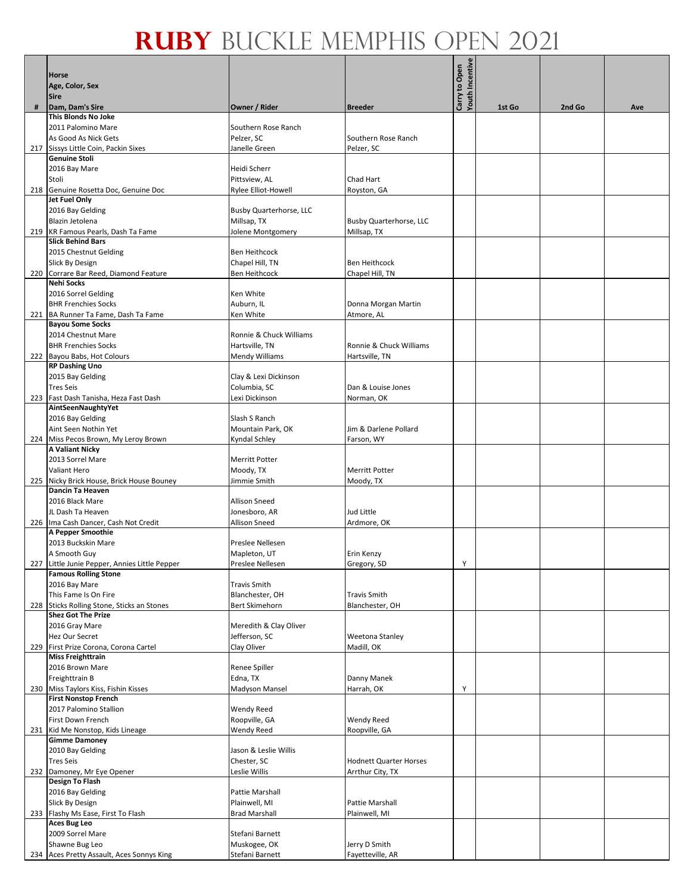# RUBY BUCKLE MEMPHIS OPEN 2021

| # | Horse<br>Age, Color, Sex<br>Sire<br>Dam, Dam's Sire | Owner / Rider | Breeder | Carry to Open Youth Incentive | 1st Go | 2nd Go | Ave |
|---|---|---|---|---|---|---|---|
| 217 | **This Blonds No Joke**<br>2011 Palomino Mare<br>As Good As Nick Gets<br>Sissys Little Coin, Packin Sixes | Southern Rose Ranch<br>Pelzer, SC<br>Janelle Green | Southern Rose Ranch<br>Pelzer, SC | | | | |
| 218 | **Genuine Stoli**<br>2016 Bay Mare<br>Stoli<br>Genuine Rosetta Doc, Genuine Doc | Heidi Scherr<br>Pittsview, AL<br>Rylee Elliot-Howell | Chad Hart<br>Royston, GA | | | | |
| 219 | **Jet Fuel Only**<br>2016 Bay Gelding<br>Blazin Jetolena<br>KR Famous Pearls, Dash Ta Fame | Busby Quarterhorse, LLC<br>Millsap, TX<br>Jolene Montgomery | Busby Quarterhorse, LLC<br>Millsap, TX | | | | |
| 220 | **Slick Behind Bars**<br>2015 Chestnut Gelding<br>Slick By Design<br>Corrare Bar Reed, Diamond Feature | Ben Heithcock<br>Chapel Hill, TN<br>Ben Heithcock | Ben Heithcock<br>Chapel Hill, TN | | | | |
| 221 | **Nehi Socks**<br>2016 Sorrel Gelding<br>BHR Frenchies Socks<br>BA Runner Ta Fame, Dash Ta Fame | Ken White<br>Auburn, IL<br>Ken White | Donna Morgan Martin<br>Atmore, AL | | | | |
| 222 | **Bayou Some Socks**<br>2014 Chestnut Mare<br>BHR Frenchies Socks<br>Bayou Babs, Hot Colours | Ronnie & Chuck Williams<br>Hartsville, TN<br>Mendy Williams | Ronnie & Chuck Williams<br>Hartsville, TN | | | | |
| 223 | **RP Dashing Uno**<br>2015 Bay Gelding<br>Tres Seis<br>Fast Dash Tanisha, Heza Fast Dash | Clay & Lexi Dickinson<br>Columbia, SC<br>Lexi Dickinson | Dan & Louise Jones<br>Norman, OK | | | | |
| 224 | **AintSeenNaughtyYet**<br>2016 Bay Gelding<br>Aint Seen Nothin Yet<br>Miss Pecos Brown, My Leroy Brown | Slash S Ranch<br>Mountain Park, OK<br>Kyndal Schley | Jim & Darlene Pollard<br>Farson, WY | | | | |
| 225 | **A Valiant Nicky**<br>2013 Sorrel Mare<br>Valiant Hero<br>Nicky Brick House, Brick House Bouney | Merritt Potter<br>Moody, TX<br>Jimmie Smith | Merritt Potter<br>Moody, TX | | | | |
| 226 | **Dancin Ta Heaven**<br>2016 Black Mare<br>JL Dash Ta Heaven<br>Ima Cash Dancer, Cash Not Credit | Allison Sneed<br>Jonesboro, AR<br>Allison Sneed | Jud Little<br>Ardmore, OK | | | | |
| 227 | **A Pepper Smoothie**<br>2013 Buckskin Mare<br>A Smooth Guy<br>Little Junie Pepper, Annies Little Pepper | Preslee Nellesen<br>Mapleton, UT<br>Preslee Nellesen | Erin Kenzy<br>Gregory, SD | Y | | | |
| 228 | **Famous Rolling Stone**<br>2016 Bay Mare<br>This Fame Is On Fire<br>Sticks Rolling Stone, Sticks an Stones | Travis Smith<br>Blanchester, OH<br>Bert Skimehorn | Travis Smith<br>Blanchester, OH | | | | |
| 229 | **Shez Got The Prize**<br>2016 Gray Mare<br>Hez Our Secret<br>First Prize Corona, Corona Cartel | Meredith & Clay Oliver<br>Jefferson, SC<br>Clay Oliver | Weetona Stanley<br>Madill, OK | | | | |
| 230 | **Miss Freighttrain**<br>2016 Brown Mare<br>Freighttrain B<br>Miss Taylors Kiss, Fishin Kisses | Renee Spiller<br>Edna, TX<br>Madyson Mansel | Danny Manek<br>Harrah, OK | Y | | | |
| 231 | **First Nonstop French**<br>2017 Palomino Stallion<br>First Down French<br>Kid Me Nonstop, Kids Lineage | Wendy Reed<br>Roopville, GA<br>Wendy Reed | Wendy Reed<br>Roopville, GA | | | | |
| 232 | **Gimme Damoney**<br>2010 Bay Gelding<br>Tres Seis<br>Damoney, Mr Eye Opener | Jason & Leslie Willis<br>Chester, SC<br>Leslie Willis | Hodnett Quarter Horses<br>Arrthur City, TX | | | | |
| 233 | **Design To Flash**<br>2016 Bay Gelding<br>Slick By Design<br>Flashy Ms Ease, First To Flash | Pattie Marshall<br>Plainwell, MI<br>Brad Marshall | Pattie Marshall<br>Plainwell, MI | | | | |
| 234 | **Aces Bug Leo**<br>2009 Sorrel Mare<br>Shawne Bug Leo<br>Aces Pretty Assault, Aces Sonnys King | Stefani Barnett<br>Muskogee, OK<br>Stefani Barnett | Jerry D Smith<br>Fayetteville, AR | | | | |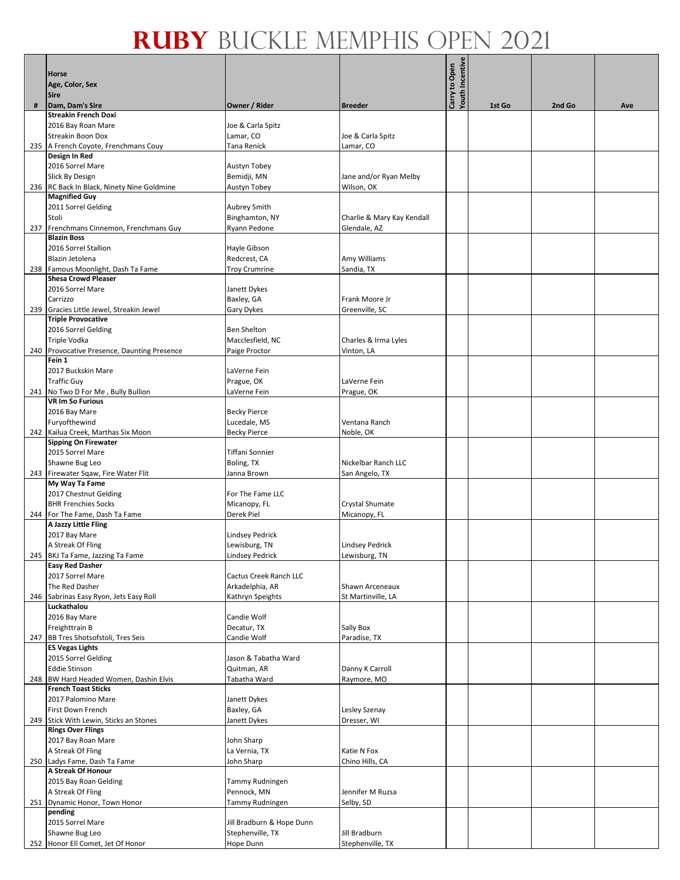# RUBY BUCKLE MEMPHIS OPEN 2021

| # | Horse<br>Age, Color, Sex<br>Sire<br>Dam, Dam's Sire | Owner / Rider | Breeder | Carry to Open | Youth Incentive | 1st Go | 2nd Go | Ave |
|---|---|---|---|---|---|---|---|---|
| 235 | **Streakin French Doxi**<br>2016 Bay Roan Mare<br>Streakin Boon Dox<br>A French Coyote, Frenchmans Couy | Joe & Carla Spitz<br>Lamar, CO<br>Tana Renick | Joe & Carla Spitz<br>Lamar, CO | | | | | |
| 236 | **Design In Red**<br>2016 Sorrel Mare<br>Slick By Design<br>RC Back In Black, Ninety Nine Goldmine | Austyn Tobey<br>Bemidji, MN<br>Austyn Tobey | Jane and/or Ryan Melby<br>Wilson, OK | | | | | |
| 237 | **Magnified Guy**<br>2011 Sorrel Gelding<br>Stoli<br>Frenchmans Cinnemon, Frenchmans Guy | Aubrey Smith<br>Binghamton, NY<br>Ryann Pedone | Charlie & Mary Kay Kendall<br>Glendale, AZ | | | | | |
| 238 | **Blazin Boss**<br>2016 Sorrel Stallion<br>Blazin Jetolena<br>Famous Moonlight, Dash Ta Fame | Hayle Gibson<br>Redcrest, CA<br>Troy Crumrine | Amy Williams<br>Sandia, TX | | | | | |
| 239 | **Shesa Crowd Pleaser**<br>2016 Sorrel Mare<br>Carrizzo<br>Gracies Little Jewel, Streakin Jewel | Janett Dykes<br>Baxley, GA<br>Gary Dykes | Frank Moore Jr<br>Greenville, SC | | | | | |
| 240 | **Triple Provocative**<br>2016 Sorrel Gelding<br>Triple Vodka<br>Provocative Presence, Daunting Presence | Ben Shelton<br>Macclesfield, NC<br>Paige Proctor | Charles & Irma Lyles<br>Vinton, LA | | | | | |
| 241 | **Fein 1**<br>2017 Buckskin Mare<br>Traffic Guy<br>No Two D For Me , Bully Bullion | LaVerne Fein<br>Prague, OK<br>LaVerne Fein | LaVerne Fein<br>Prague, OK | | | | | |
| 242 | **VR Im So Furious**<br>2016 Bay Mare<br>Furyofthewind<br>Kailua Creek, Marthas Six Moon | Becky Pierce<br>Lucedale, MS<br>Becky Pierce | Ventana Ranch<br>Noble, OK | | | | | |
| 243 | **Sipping On Firewater**<br>2015 Sorrel Mare<br>Shawne Bug Leo<br>Firewater Sqaw, Fire Water Flit | Tiffani Sonnier<br>Boling, TX<br>Janna Brown | Nickelbar Ranch LLC<br>San Angelo, TX | | | | | |
| 244 | **My Way Ta Fame**<br>2017 Chestnut Gelding<br>BHR Frenchies Socks<br>For The Fame, Dash Ta Fame | For The Fame LLC<br>Micanopy, FL<br>Derek Piel | Crystal Shumate<br>Micanopy, FL | | | | | |
| 245 | **A Jazzy Little Fling**<br>2017 Bay Mare<br>A Streak Of Fling<br>BKJ Ta Fame, Jazzing Ta Fame | Lindsey Pedrick<br>Lewisburg, TN<br>Lindsey Pedrick | Lindsey Pedrick<br>Lewisburg, TN | | | | | |
| 246 | **Easy Red Dasher**<br>2017 Sorrel Mare<br>The Red Dasher<br>Sabrinas Easy Ryon, Jets Easy Roll | Cactus Creek Ranch LLC<br>Arkadelphia, AR<br>Kathryn Speights | Shawn Arceneaux<br>St Martinville, LA | | | | | |
| 247 | **Luckathalou**<br>2016 Bay Mare<br>Freighttrain B<br>BB Tres Shotsofstoli, Tres Seis | Candie Wolf<br>Decatur, TX<br>Candie Wolf | Sally Box<br>Paradise, TX | | | | | |
| 248 | **ES Vegas Lights**<br>2015 Sorrel Gelding<br>Eddie Stinson<br>BW Hard Headed Women, Dashin Elvis | Jason & Tabatha Ward<br>Quitman, AR<br>Tabatha Ward | Danny K Carroll<br>Raymore, MO | | | | | |
| 249 | **French Toast Sticks**<br>2017 Palomino Mare<br>First Down French<br>Stick With Lewin, Sticks an Stones | Janett Dykes<br>Baxley, GA<br>Janett Dykes | Lesley Szenay<br>Dresser, WI | | | | | |
| 250 | **Rings Over Flings**<br>2017 Bay Roan Mare<br>A Streak Of Fling<br>Ladys Fame, Dash Ta Fame | John Sharp<br>La Vernia, TX<br>John Sharp | Katie N Fox<br>Chino Hills, CA | | | | | |
| 251 | **A Streak Of Honour**<br>2015 Bay Roan Gelding<br>A Streak Of Fling<br>Dynamic Honor, Town Honor | Tammy Rudningen<br>Pennock, MN<br>Tammy Rudningen | Jennifer M Ruzsa<br>Selby, SD | | | | | |
| 252 | **pending**<br>2015 Sorrel Mare<br>Shawne Bug Leo<br>Honor Ell Comet, Jet Of Honor | Jill Bradburn & Hope Dunn<br>Stephenville, TX<br>Hope Dunn | Jill Bradburn<br>Stephenville, TX | | | | | |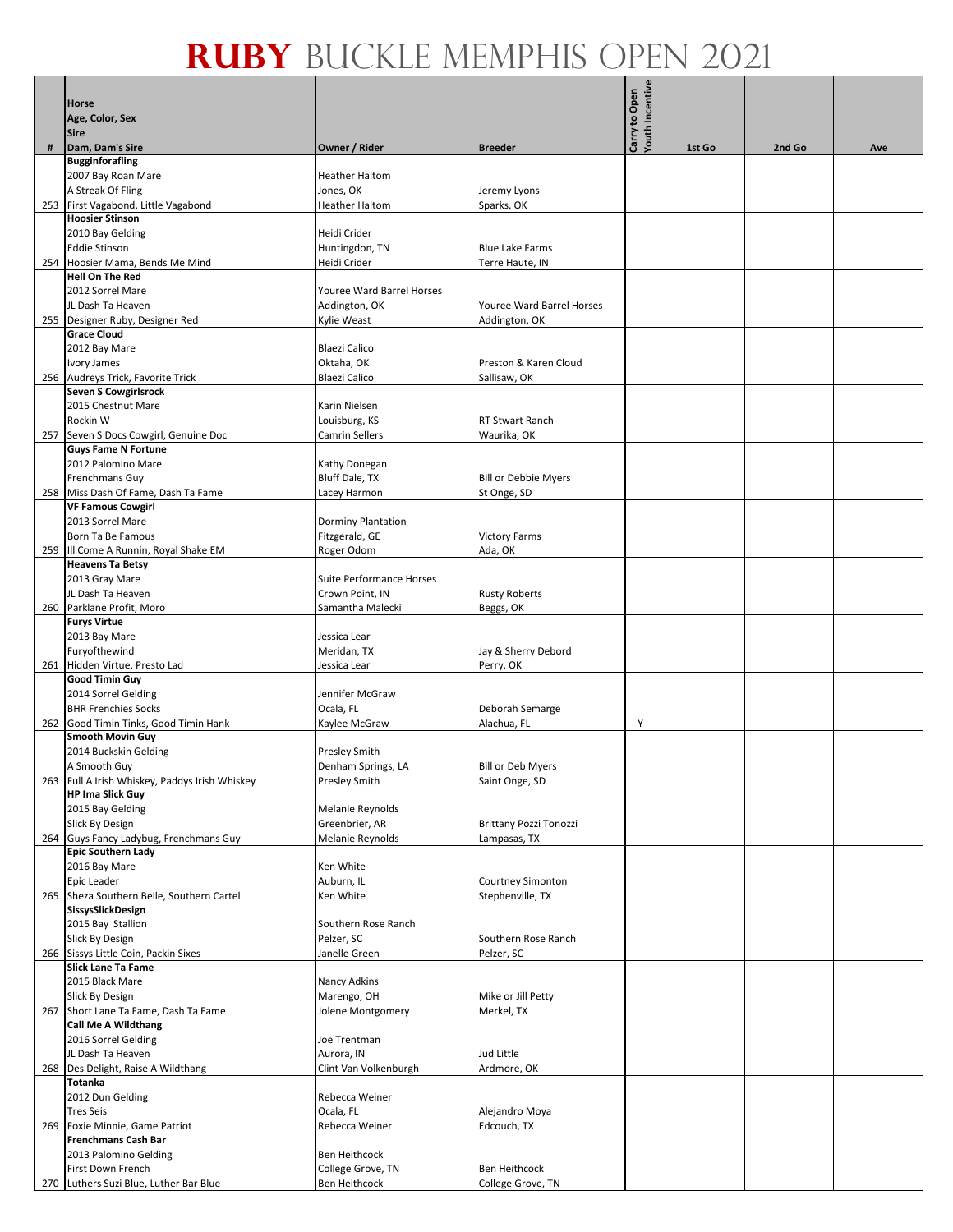# RUBY BUCKLE MEMPHIS OPEN 2021

| # | Horse<br>Age, Color, Sex<br>Sire<br>Dam, Dam's Sire | Owner / Rider | Breeder | Carry to Open Youth Incentive | 1st Go | 2nd Go | Ave |
|---|---|---|---|---|---|---|---|
| 253 | **Bugginforafling**<br>2007 Bay Roan Mare<br>A Streak Of Fling<br>First Vagabond, Little Vagabond | Heather Haltom<br>Jones, OK<br>Heather Haltom | Jeremy Lyons<br>Sparks, OK | | | | |
| 254 | **Hoosier Stinson**<br>2010 Bay Gelding<br>Eddie Stinson<br>Hoosier Mama, Bends Me Mind | Heidi Crider<br>Huntingdon, TN<br>Heidi Crider | Blue Lake Farms<br>Terre Haute, IN | | | | |
| 255 | **Hell On The Red**<br>2012 Sorrel Mare<br>JL Dash Ta Heaven<br>Designer Ruby, Designer Red | Youree Ward Barrel Horses<br>Addington, OK<br>Kylie Weast | Youree Ward Barrel Horses<br>Addington, OK | | | | |
| 256 | **Grace Cloud**<br>2012 Bay Mare<br>Ivory James<br>Audreys Trick, Favorite Trick | Blaezi Calico<br>Oktaha, OK<br>Blaezi Calico | Preston & Karen Cloud<br>Sallisaw, OK | | | | |
| 257 | **Seven S Cowgirlsrock**<br>2015 Chestnut Mare<br>Rockin W<br>Seven S Docs Cowgirl, Genuine Doc | Karin Nielsen<br>Louisburg, KS<br>Camrin Sellers | RT Stwart Ranch<br>Waurika, OK | | | | |
| 258 | **Guys Fame N Fortune**<br>2012 Palomino Mare<br>Frenchmans Guy<br>Miss Dash Of Fame, Dash Ta Fame | Kathy Donegan<br>Bluff Dale, TX<br>Lacey Harmon | Bill or Debbie Myers<br>St Onge, SD | | | | |
| 259 | **VF Famous Cowgirl**<br>2013 Sorrel Mare<br>Born Ta Be Famous<br>Ill Come A Runnin, Royal Shake EM | Dorminy Plantation<br>Fitzgerald, GE<br>Roger Odom | Victory Farms<br>Ada, OK | | | | |
| 260 | **Heavens Ta Betsy**<br>2013 Gray Mare<br>JL Dash Ta Heaven<br>Parklane Profit, Moro | Suite Performance Horses<br>Crown Point, IN<br>Samantha Malecki | Rusty Roberts<br>Beggs, OK | | | | |
| 261 | **Furys Virtue**<br>2013 Bay Mare<br>Furyofthewind<br>Hidden Virtue, Presto Lad | Jessica Lear<br>Meridan, TX<br>Jessica Lear | Jay & Sherry Debord<br>Perry, OK | | | | |
| 262 | **Good Timin Guy**<br>2014 Sorrel Gelding<br>BHR Frenchies Socks<br>Good Timin Tinks, Good Timin Hank | Jennifer McGraw<br>Ocala, FL<br>Kaylee McGraw | Deborah Semarge<br>Alachua, FL | Y | | | |
| 263 | **Smooth Movin Guy**<br>2014 Buckskin Gelding<br>A Smooth Guy<br>Full A Irish Whiskey, Paddys Irish Whiskey | Presley Smith<br>Denham Springs, LA<br>Presley Smith | Bill or Deb Myers<br>Saint Onge, SD | | | | |
| 264 | **HP Ima Slick Guy**<br>2015 Bay Gelding<br>Slick By Design<br>Guys Fancy Ladybug, Frenchmans Guy | Melanie Reynolds<br>Greenbrier, AR<br>Melanie Reynolds | Brittany Pozzi Tonozzi<br>Lampasas, TX | | | | |
| 265 | **Epic Southern Lady**<br>2016 Bay Mare<br>Epic Leader<br>Sheza Southern Belle, Southern Cartel | Ken White<br>Auburn, IL<br>Ken White | Courtney Simonton<br>Stephenville, TX | | | | |
| 266 | **SissysSlickDesign**<br>2015 Bay Stallion<br>Slick By Design<br>Sissys Little Coin, Packin Sixes | Southern Rose Ranch<br>Pelzer, SC<br>Janelle Green | Southern Rose Ranch<br>Pelzer, SC | | | | |
| 267 | **Slick Lane Ta Fame**<br>2015 Black Mare<br>Slick By Design<br>Short Lane Ta Fame, Dash Ta Fame | Nancy Adkins<br>Marengo, OH<br>Jolene Montgomery | Mike or Jill Petty<br>Merkel, TX | | | | |
| 268 | **Call Me A Wildthang**<br>2016 Sorrel Gelding<br>JL Dash Ta Heaven<br>Des Delight, Raise A Wildthang | Joe Trentman<br>Aurora, IN<br>Clint Van Volkenburgh | Jud Little<br>Ardmore, OK | | | | |
| 269 | **Totanka**<br>2012 Dun Gelding<br>Tres Seis<br>Foxie Minnie, Game Patriot | Rebecca Weiner<br>Ocala, FL<br>Rebecca Weiner | Alejandro Moya<br>Edcouch, TX | | | | |
| 270 | **Frenchmans Cash Bar**<br>2013 Palomino Gelding<br>First Down French<br>Luthers Suzi Blue, Luther Bar Blue | Ben Heithcock<br>College Grove, TN<br>Ben Heithcock | Ben Heithcock<br>College Grove, TN | | | | |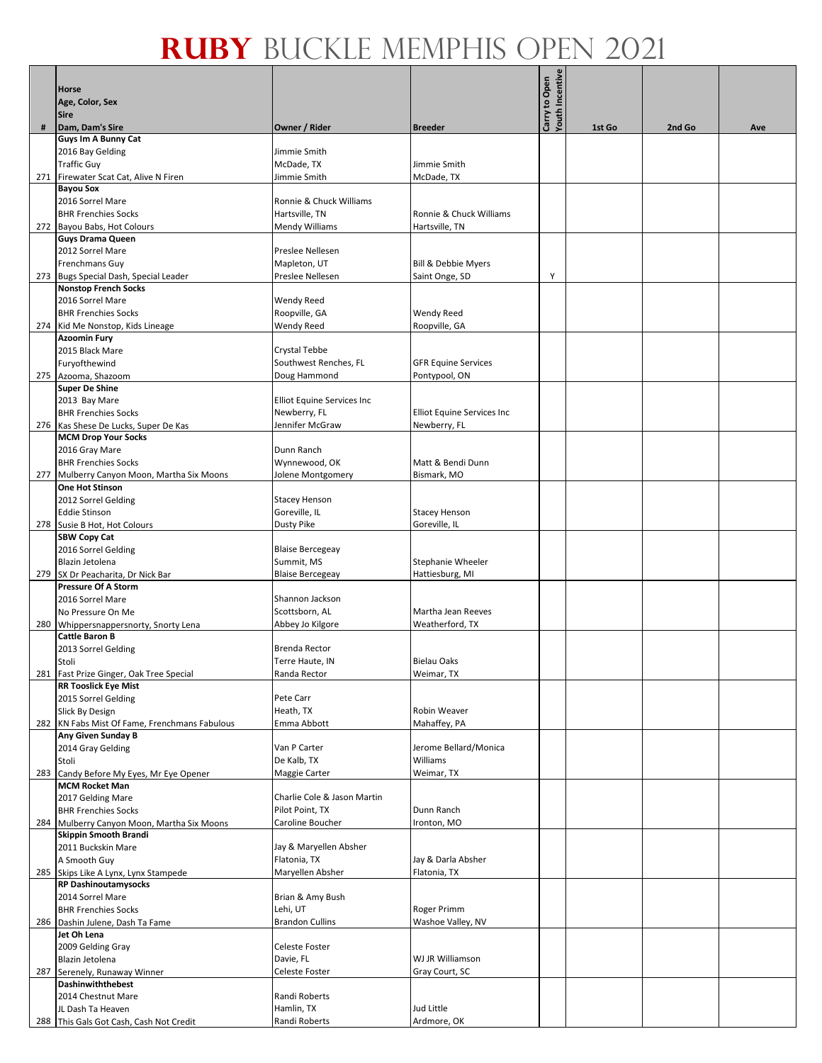# RUBY BUCKLE MEMPHIS OPEN 2021

| # | Horse<br>Age, Color, Sex<br>Sire<br>Dam, Dam's Sire | Owner / Rider | Breeder | Carry to Open Youth Incentive | 1st Go | 2nd Go | Ave |
|---|---|---|---|---|---|---|---|
| 271 | **Guys Im A Bunny Cat**<br>2016 Bay Gelding<br>Traffic Guy<br>Firewater Scat Cat, Alive N Firen | Jimmie Smith<br>McDade, TX<br>Jimmie Smith | Jimmie Smith<br>McDade, TX | | | | |
| 272 | **Bayou Sox**<br>2016 Sorrel Mare<br>BHR Frenchies Socks<br>Bayou Babs, Hot Colours | Ronnie & Chuck Williams<br>Hartsville, TN<br>Mendy Williams | Ronnie & Chuck Williams<br>Hartsville, TN | | | | |
| 273 | **Guys Drama Queen**<br>2012 Sorrel Mare<br>Frenchmans Guy<br>Bugs Special Dash, Special Leader | Preslee Nellesen<br>Mapleton, UT<br>Preslee Nellesen | Bill & Debbie Myers<br>Saint Onge, SD | Y | | | |
| 274 | **Nonstop French Socks**<br>2016 Sorrel Mare<br>BHR Frenchies Socks<br>Kid Me Nonstop, Kids Lineage | Wendy Reed<br>Roopville, GA<br>Wendy Reed | Wendy Reed<br>Roopville, GA | | | | |
| 275 | **Azoomin Fury**<br>2015 Black Mare<br>Furyofthewind<br>Azooma, Shazoom | Crystal Tebbe<br>Southwest Renches, FL<br>Doug Hammond | GFR Equine Services<br>Pontypool, ON | | | | |
| 276 | **Super De Shine**<br>2013 Bay Mare<br>BHR Frenchies Socks<br>Kas Shese De Lucks, Super De Kas | Elliot Equine Services Inc<br>Newberry, FL<br>Jennifer McGraw | Elliot Equine Services Inc<br>Newberry, FL | | | | |
| 277 | **MCM Drop Your Socks**<br>2016 Gray Mare<br>BHR Frenchies Socks<br>Mulberry Canyon Moon, Martha Six Moons | Dunn Ranch<br>Wynnewood, OK<br>Jolene Montgomery | Matt & Bendi Dunn<br>Bismark, MO | | | | |
| 278 | **One Hot Stinson**<br>2012 Sorrel Gelding<br>Eddie Stinson<br>Susie B Hot, Hot Colours | Stacey Henson<br>Goreville, IL<br>Dusty Pike | Stacey Henson<br>Goreville, IL | | | | |
| 279 | **SBW Copy Cat**<br>2016 Sorrel Gelding<br>Blazin Jetolena<br>SX Dr Peacharita, Dr Nick Bar | Blaise Bercegeay<br>Summit, MS<br>Blaise Bercegeay | Stephanie Wheeler<br>Hattiesburg, MI | | | | |
| 280 | **Pressure Of A Storm**<br>2016 Sorrel Mare<br>No Pressure On Me<br>Whippersnappersnorty, Snorty Lena | Shannon Jackson<br>Scottsborn, AL<br>Abbey Jo Kilgore | Martha Jean Reeves<br>Weatherford, TX | | | | |
| 281 | **Cattle Baron B**<br>2013 Sorrel Gelding<br>Stoli<br>Fast Prize Ginger, Oak Tree Special | Brenda Rector<br>Terre Haute, IN<br>Randa Rector | Bielau Oaks<br>Weimar, TX | | | | |
| 282 | **RR Tooslick Eye Mist**<br>2015 Sorrel Gelding<br>Slick By Design<br>KN Fabs Mist Of Fame, Frenchmans Fabulous | Pete Carr<br>Heath, TX<br>Emma Abbott | Robin Weaver<br>Mahaffey, PA | | | | |
| 283 | **Any Given Sunday B**<br>2014 Gray Gelding<br>Stoli<br>Candy Before My Eyes, Mr Eye Opener | Van P Carter<br>De Kalb, TX<br>Maggie Carter | Jerome Bellard/Monica Williams<br>Weimar, TX | | | | |
| 284 | **MCM Rocket Man**<br>2017 Gelding Mare<br>BHR Frenchies Socks<br>Mulberry Canyon Moon, Martha Six Moons | Charlie Cole & Jason Martin<br>Pilot Point, TX<br>Caroline Boucher | Dunn Ranch<br>Ironton, MO | | | | |
| 285 | **Skippin Smooth Brandi**<br>2011 Buckskin Mare<br>A Smooth Guy<br>Skips Like A Lynx, Lynx Stampede | Jay & Maryellen Absher<br>Flatonia, TX<br>Maryellen Absher | Jay & Darla Absher<br>Flatonia, TX | | | | |
| 286 | **RP Dashinoutamysocks**<br>2014 Sorrel Mare<br>BHR Frenchies Socks<br>Dashin Julene, Dash Ta Fame | Brian & Amy Bush<br>Lehi, UT<br>Brandon Cullins | Roger Primm<br>Washoe Valley, NV | | | | |
| 287 | **Jet Oh Lena**<br>2009 Gelding Gray<br>Blazin Jetolena<br>Serenely, Runaway Winner | Celeste Foster<br>Davie, FL<br>Celeste Foster | WJ JR Williamson<br>Gray Court, SC | | | | |
| 288 | **Dashinwiththebest**<br>2014 Chestnut Mare<br>JL Dash Ta Heaven<br>This Gals Got Cash, Cash Not Credit | Randi Roberts<br>Hamlin, TX<br>Randi Roberts | Jud Little<br>Ardmore, OK | | | | |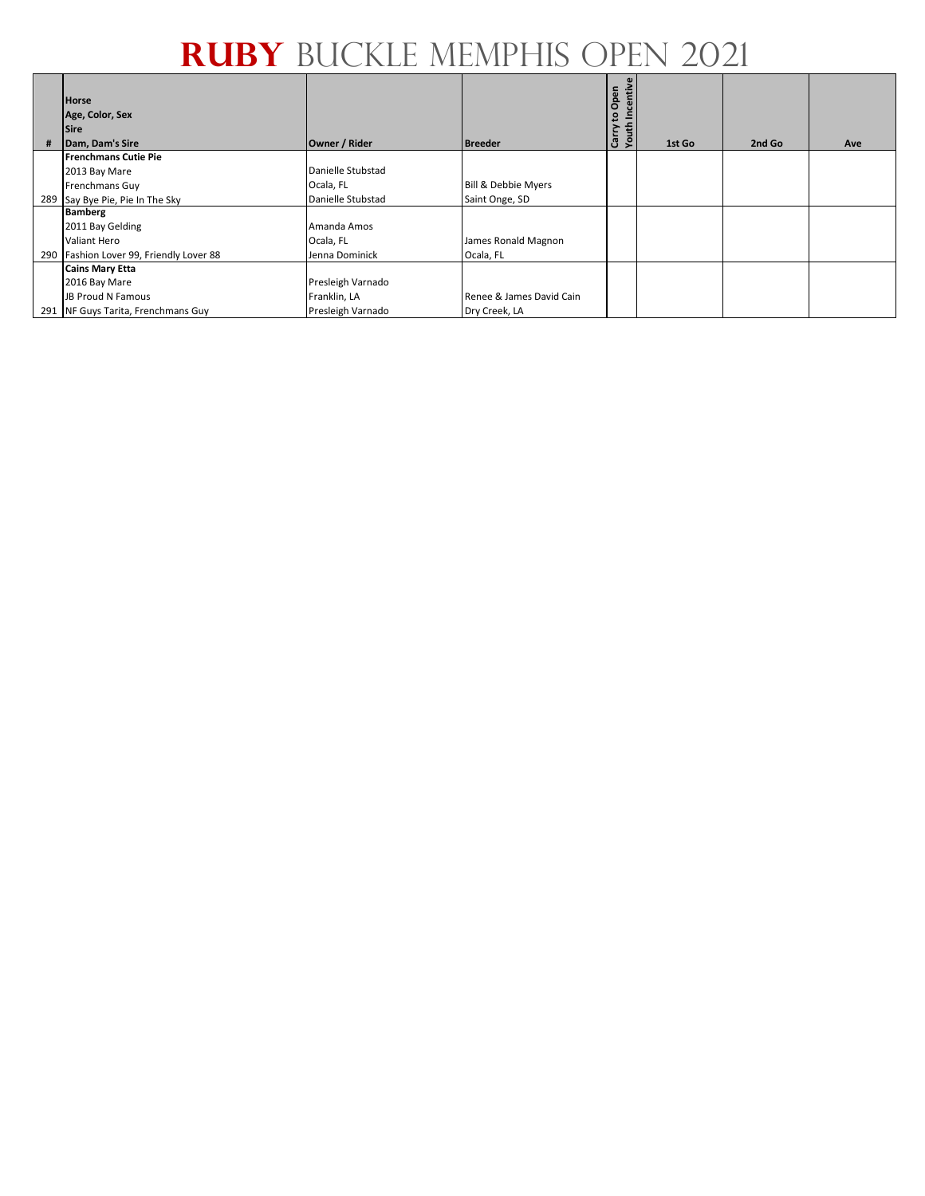# RUBY BUCKLE MEMPHIS OPEN 2021

| # | Horse<br>Age, Color, Sex<br>Sire<br>Dam, Dam's Sire | Owner / Rider | Breeder | Carry to Open<br>Youth Incentive | 1st Go | 2nd Go | Ave |
|---|---|---|---|---|---|---|---|
| 289 | **Frenchmans Cutie Pie**<br>2013 Bay Mare<br>Frenchmans Guy<br>Say Bye Pie, Pie In The Sky | Danielle Stubstad<br>Ocala, FL<br>Danielle Stubstad | Bill & Debbie Myers<br>Saint Onge, SD | | | | |
| 290 | **Bamberg**<br>2011 Bay Gelding<br>Valiant Hero<br>Fashion Lover 99, Friendly Lover 88 | Amanda Amos<br>Ocala, FL<br>Jenna Dominick | James Ronald Magnon<br>Ocala, FL | | | | |
| 291 | **Cains Mary Etta**<br>2016 Bay Mare<br>JB Proud N Famous<br>NF Guys Tarita, Frenchmans Guy | Presleigh Varnado<br>Franklin, LA<br>Presleigh Varnado | Renee & James David Cain<br>Dry Creek, LA | | | | |